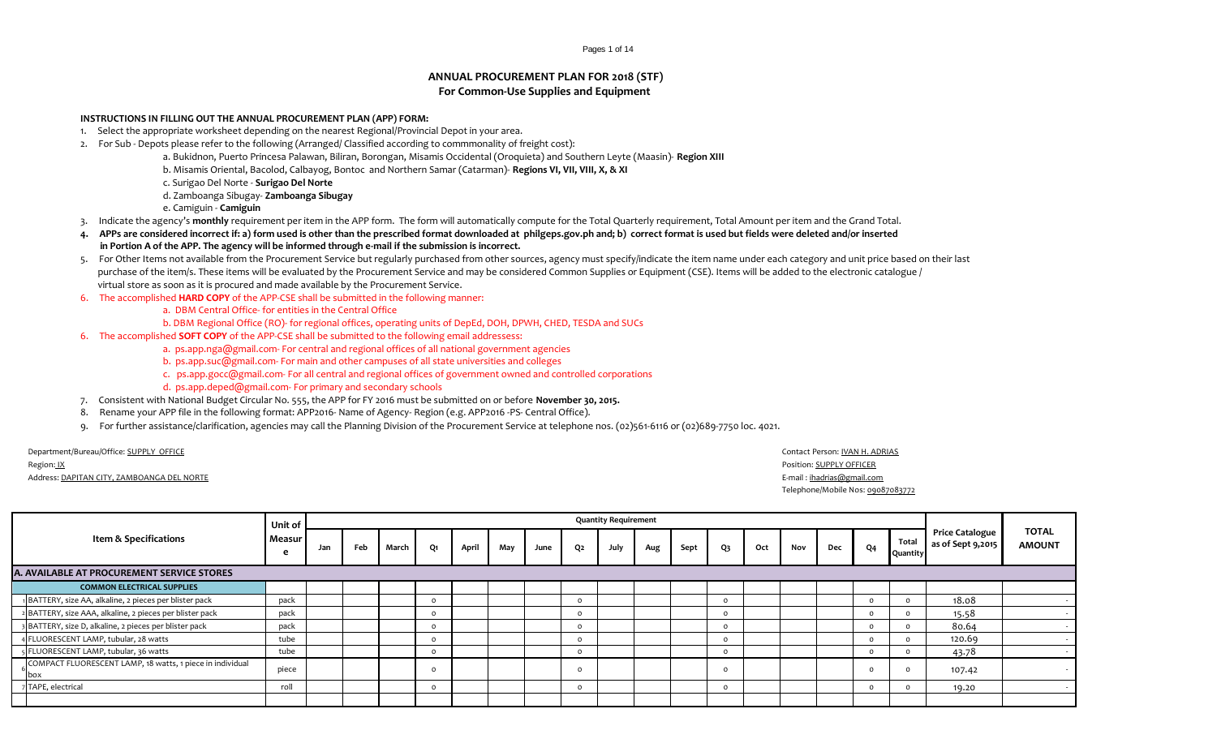# ANNUAL PROCUREMENT PLAN FOR 2018 (STF)

## For Common-Use Supplies and Equipment

**INSTRUCTIONS IN FILLING OUT THE ANNUAL PROCUREMENT PLAN (APP) FORM:**

1. Select the appropriate worksheet depending on the nearest Regional/Provincial Depot in your area.
2. For Sub - Depots please refer to the following (Arranged/ Classified according to commmonality of freight cost):
   - a. Bukidnon, Puerto Princesa Palawan, Biliran, Borongan, Misamis Occidental (Oroquieta) and Southern Leyte (Maasin)- **Region XIII**
   - b. Misamis Oriental, Bacolod, Calbayog, Bontoc and Northern Samar (Catarman)- **Regions VI, VII, VIII, X, & XI**
   - c. Surigao Del Norte - **Surigao Del Norte**
   - d. Zamboanga Sibugay- **Zamboanga Sibugay**
   - e. Camiguin - **Camiguin**
3. Indicate the agency's **monthly** requirement per item in the APP form. The form will automatically compute for the Total Quarterly requirement, Total Amount per item and the Grand Total.
4. **APPs are considered incorrect if: a) form used is other than the prescribed format downloaded at philgeps.gov.ph and; b) correct format is used but fields were deleted and/or inserted in Portion A of the APP. The agency will be informed through e-mail if the submission is incorrect.**
5. For Other Items not available from the Procurement Service but regularly purchased from other sources, agency must specify/indicate the item name under each category and unit price based on their last purchase of the item/s. These items will be evaluated by the Procurement Service and may be considered Common Supplies or Equipment (CSE). Items will be added to the electronic catalogue / virtual store as soon as it is procured and made available by the Procurement Service.
6. The accomplished **HARD COPY** of the APP-CSE shall be submitted in the following manner:
   - a. DBM Central Office- for entities in the Central Office
   - b. DBM Regional Office (RO)- for regional offices, operating units of DepEd, DOH, DPWH, CHED, TESDA and SUCs
6. The accomplished **SOFT COPY** of the APP-CSE shall be submitted to the following email addressess:
   - a. ps.app.nga@gmail.com- For central and regional offices of all national government agencies
   - b. ps.app.suc@gmail.com- For main and other campuses of all state universities and colleges
   - c. ps.app.gocc@gmail.com- For all central and regional offices of government owned and controlled corporations
   - d. ps.app.deped@gmail.com- For primary and secondary schools
7. Consistent with National Budget Circular No. 555, the APP for FY 2016 must be submitted on or before **November 30, 2015.**
8. Rename your APP file in the following format: APP2016- Name of Agency- Region (e.g. APP2016 -PS- Central Office).
9. For further assistance/clarification, agencies may call the Planning Division of the Procurement Service at telephone nos. (02)561-6116 or (02)689-7750 loc. 4021.

Department/Bureau/Office: SUPPLY OFFICE
Region: IX
Address: DAPITAN CITY, ZAMBOANGA DEL NORTE

Contact Person: IVAN H. ADRIAS
Position: SUPPLY OFFICER
E-mail : ihadrias@gmail.com
Telephone/Mobile Nos: 09087083772

| | Item & Specifications | Unit of Measure | Quantity Requirement | | | | | | | | | | | | | | | | | Price Catalogue as of Sept 9,2015 | TOTAL AMOUNT |
|---|---|---|---|---|---|---|---|---|---|---|---|---|---|---|---|---|---|---|---|---|---|
| | | | Jan | Feb | March | Q1 | April | May | June | Q2 | July | Aug | Sept | Q3 | Oct | Nov | Dec | Q4 | Total Quantity | | |
| **A. AVAILABLE AT PROCUREMENT SERVICE STORES** | | | | | | | | | | | | | | | | | | | | | |
| | **COMMON ELECTRICAL SUPPLIES** | | | | | | | | | | | | | | | | | | | | |
| 1 | BATTERY, size AA, alkaline, 2 pieces per blister pack | pack | | | | 0 | | | | 0 | | | | 0 | | | | 0 | 0 | 18.08 | - |
| 2 | BATTERY, size AAA, alkaline, 2 pieces per blister pack | pack | | | | 0 | | | | 0 | | | | 0 | | | | 0 | 0 | 15.58 | - |
| 3 | BATTERY, size D, alkaline, 2 pieces per blister pack | pack | | | | 0 | | | | 0 | | | | 0 | | | | 0 | 0 | 80.64 | - |
| 4 | FLUORESCENT LAMP, tubular, 28 watts | tube | | | | 0 | | | | 0 | | | | 0 | | | | 0 | 0 | 120.69 | - |
| 5 | FLUORESCENT LAMP, tubular, 36 watts | tube | | | | 0 | | | | 0 | | | | 0 | | | | 0 | 0 | 43.78 | - |
| 6 | COMPACT FLUORESCENT LAMP, 18 watts, 1 piece in individual box | piece | | | | 0 | | | | 0 | | | | 0 | | | | 0 | 0 | 107.42 | - |
| 7 | TAPE, electrical | roll | | | | 0 | | | | 0 | | | | 0 | | | | 0 | 0 | 19.20 | - |
| | | | | | | | | | | | | | | | | | | | | | |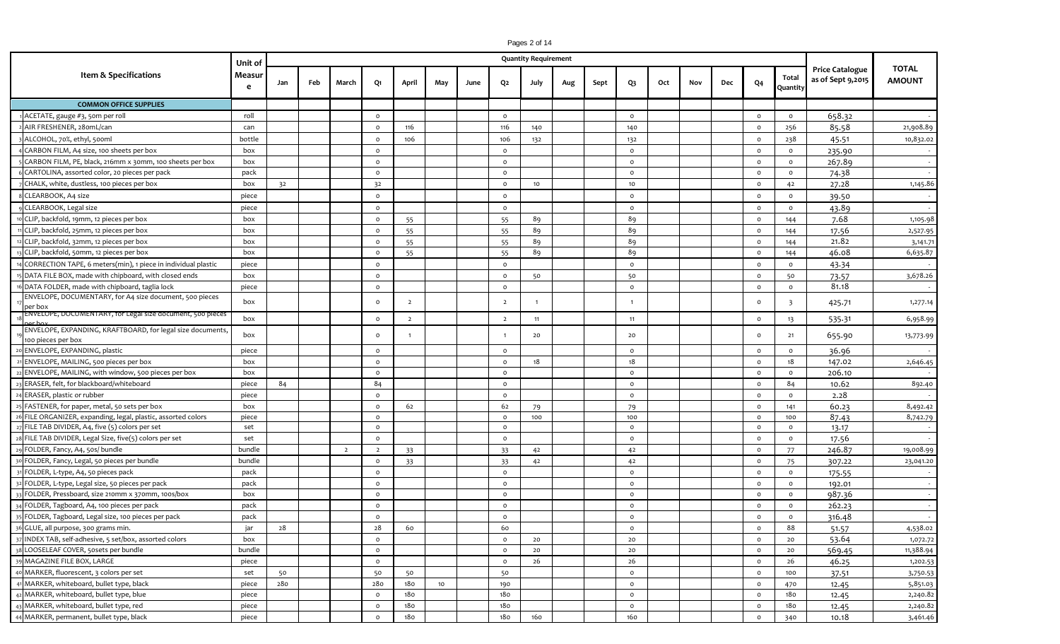| Item & Specifications | Unit of Measure | Quantity Requirement | | | | | | | | | | | | | | | | | Price Catalogue as of Sept 9,2015 | TOTAL AMOUNT |
|---|---|---|---|---|---|---|---|---|---|---|---|---|---|---|---|---|---|---|---|---|
| | | Jan | Feb | March | Q1 | April | May | June | Q2 | July | Aug | Sept | Q3 | Oct | Nov | Dec | Q4 | Total Quantity | | |
| **COMMON OFFICE SUPPLIES** | | | | | | | | | | | | | | | | | | | | |
| 1 ACETATE, gauge #3, 50m per roll | roll | | | | 0 | | | | 0 | | | | 0 | | | | 0 | 0 | 658.32 | - |
| 2 AIR FRESHENER, 280mL/can | can | | | | 0 | 116 | | | 116 | 140 | | | 140 | | | | 0 | 256 | 85.58 | 21,908.89 |
| 3 ALCOHOL, 70%, ethyl, 500ml | bottle | | | | 0 | 106 | | | 106 | 132 | | | 132 | | | | 0 | 238 | 45.51 | 10,832.02 |
| 4 CARBON FILM, A4 size, 100 sheets per box | box | | | | 0 | | | | 0 | | | | 0 | | | | 0 | 0 | 235.90 | - |
| 5 CARBON FILM, PE, black, 216mm x 30mm, 100 sheets per box | box | | | | 0 | | | | 0 | | | | 0 | | | | 0 | 0 | 267.89 | - |
| 6 CARTOLINA, assorted color, 20 pieces per pack | pack | | | | 0 | | | | 0 | | | | 0 | | | | 0 | 0 | 74.38 | - |
| 7 CHALK, white, dustless, 100 pieces per box | box | 32 | | | 32 | | | | 0 | 10 | | | 10 | | | | 0 | 42 | 27.28 | 1,145.86 |
| 8 CLEARBOOK, A4 size | piece | | | | 0 | | | | 0 | | | | 0 | | | | 0 | 0 | 39.50 | - |
| 9 CLEARBOOK, Legal size | piece | | | | 0 | | | | 0 | | | | 0 | | | | 0 | 0 | 43.89 | - |
| 10 CLIP, backfold, 19mm, 12 pieces per box | box | | | | 0 | 55 | | | 55 | 89 | | | 89 | | | | 0 | 144 | 7.68 | 1,105.98 |
| 11 CLIP, backfold, 25mm, 12 pieces per box | box | | | | 0 | 55 | | | 55 | 89 | | | 89 | | | | 0 | 144 | 17.56 | 2,527.95 |
| 12 CLIP, backfold, 32mm, 12 pieces per box | box | | | | 0 | 55 | | | 55 | 89 | | | 89 | | | | 0 | 144 | 21.82 | 3,141.71 |
| 13 CLIP, backfold, 50mm, 12 pieces per box | box | | | | 0 | 55 | | | 55 | 89 | | | 89 | | | | 0 | 144 | 46.08 | 6,635.87 |
| 14 CORRECTION TAPE, 6 meters(min), 1 piece in individual plastic | piece | | | | 0 | | | | 0 | | | | 0 | | | | 0 | 0 | 43.34 | - |
| 15 DATA FILE BOX, made with chipboard, with closed ends | box | | | | 0 | | | | 0 | 50 | | | 50 | | | | 0 | 50 | 73.57 | 3,678.26 |
| 16 DATA FOLDER, made with chipboard, taglia lock | piece | | | | 0 | | | | 0 | | | | 0 | | | | 0 | 0 | 81.18 | - |
| 17 ENVELOPE, DOCUMENTARY, for A4 size document, 500 pieces per box | box | | | | 0 | 2 | | | 2 | 1 | | | 1 | | | | 0 | 3 | 425.71 | 1,277.14 |
| 18 ENVELOPE, DOCUMENTARY, for Legal size document, 500 pieces per box | box | | | | 0 | 2 | | | 2 | 11 | | | 11 | | | | 0 | 13 | 535.31 | 6,958.99 |
| 19 ENVELOPE, EXPANDING, KRAFTBOARD, for legal size documents, 100 pieces per box | box | | | | 0 | 1 | | | 1 | 20 | | | 20 | | | | 0 | 21 | 655.90 | 13,773.99 |
| 20 ENVELOPE, EXPANDING, plastic | piece | | | | 0 | | | | 0 | | | | 0 | | | | 0 | 0 | 36.96 | - |
| 21 ENVELOPE, MAILING, 500 pieces per box | box | | | | 0 | | | | 0 | 18 | | | 18 | | | | 0 | 18 | 147.02 | 2,646.45 |
| 22 ENVELOPE, MAILING, with window, 500 pieces per box | box | | | | 0 | | | | 0 | | | | 0 | | | | 0 | 0 | 206.10 | - |
| 23 ERASER, felt, for blackboard/whiteboard | piece | 84 | | | 84 | | | | 0 | | | | 0 | | | | 0 | 84 | 10.62 | 892.40 |
| 24 ERASER, plastic or rubber | piece | | | | 0 | | | | 0 | | | | 0 | | | | 0 | 0 | 2.28 | - |
| 25 FASTENER, for paper, metal, 50 sets per box | box | | | | 0 | 62 | | | 62 | 79 | | | 79 | | | | 0 | 141 | 60.23 | 8,492.42 |
| 26 FILE ORGANIZER, expanding, legal, plastic, assorted colors | piece | | | | 0 | | | | 0 | 100 | | | 100 | | | | 0 | 100 | 87.43 | 8,742.79 |
| 27 FILE TAB DIVIDER, A4, five (5) colors per set | set | | | | 0 | | | | 0 | | | | 0 | | | | 0 | 0 | 13.17 | - |
| 28 FILE TAB DIVIDER, Legal Size, five(5) colors per set | set | | | | 0 | | | | 0 | | | | 0 | | | | 0 | 0 | 17.56 | - |
| 29 FOLDER, Fancy, A4, 50s/ bundle | bundle | | | 2 | 2 | 33 | | | 33 | 42 | | | 42 | | | | 0 | 77 | 246.87 | 19,008.99 |
| 30 FOLDER, Fancy, Legal, 50 pieces per bundle | bundle | | | | 0 | 33 | | | 33 | 42 | | | 42 | | | | 0 | 75 | 307.22 | 23,041.20 |
| 31 FOLDER, L-type, A4, 50 pieces pack | pack | | | | 0 | | | | 0 | | | | 0 | | | | 0 | 0 | 175.55 | - |
| 32 FOLDER, L-type, Legal size, 50 pieces per pack | pack | | | | 0 | | | | 0 | | | | 0 | | | | 0 | 0 | 192.01 | - |
| 33 FOLDER, Pressboard, size 210mm x 370mm, 100s/box | box | | | | 0 | | | | 0 | | | | 0 | | | | 0 | 0 | 987.36 | - |
| 34 FOLDER, Tagboard, A4, 100 pieces per pack | pack | | | | 0 | | | | 0 | | | | 0 | | | | 0 | 0 | 262.23 | - |
| 35 FOLDER, Tagboard, Legal size, 100 pieces per pack | pack | | | | 0 | | | | 0 | | | | 0 | | | | 0 | 0 | 316.48 | - |
| 36 GLUE, all purpose, 300 grams min. | jar | 28 | | | 28 | 60 | | | 60 | | | | 0 | | | | 0 | 88 | 51.57 | 4,538.02 |
| 37 INDEX TAB, self-adhesive, 5 set/box, assorted colors | box | | | | 0 | | | | 0 | 20 | | | 20 | | | | 0 | 20 | 53.64 | 1,072.72 |
| 38 LOOSELEAF COVER, 50sets per bundle | bundle | | | | 0 | | | | 0 | 20 | | | 20 | | | | 0 | 20 | 569.45 | 11,388.94 |
| 39 MAGAZINE FILE BOX, LARGE | piece | | | | 0 | | | | 0 | 26 | | | 26 | | | | 0 | 26 | 46.25 | 1,202.53 |
| 40 MARKER, fluorescent, 3 colors per set | set | 50 | | | 50 | 50 | | | 50 | | | | 0 | | | | 0 | 100 | 37.51 | 3,750.53 |
| 41 MARKER, whiteboard, bullet type, black | piece | 280 | | | 280 | 180 | 10 | | 190 | | | | 0 | | | | 0 | 470 | 12.45 | 5,851.03 |
| 42 MARKER, whiteboard, bullet type, blue | piece | | | | 0 | 180 | | | 180 | | | | 0 | | | | 0 | 180 | 12.45 | 2,240.82 |
| 43 MARKER, whiteboard, bullet type, red | piece | | | | 0 | 180 | | | 180 | | | | 0 | | | | 0 | 180 | 12.45 | 2,240.82 |
| 44 MARKER, permanent, bullet type, black | piece | | | | 0 | 180 | | | 180 | 160 | | | 160 | | | | 0 | 340 | 10.18 | 3,461.46 |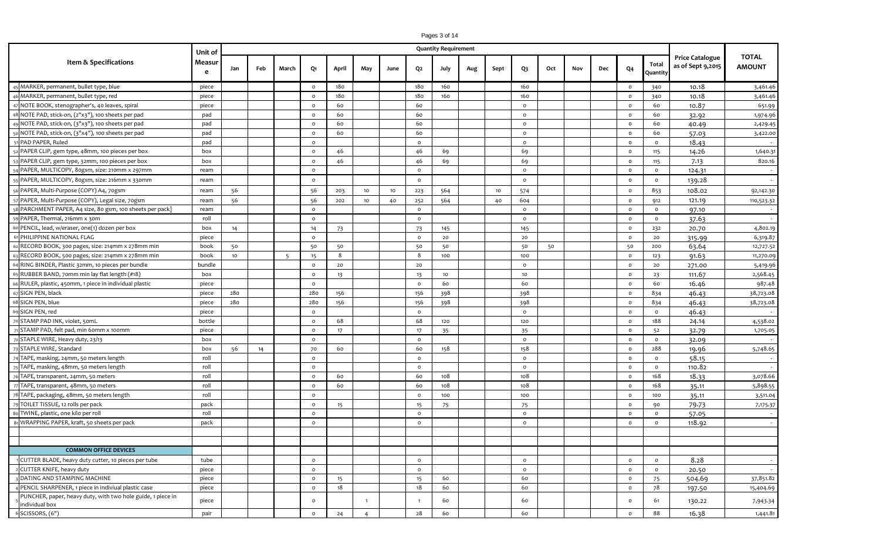| Item & Specifications | Unit of Measure | Quantity Requirement | | | | | | | | | | | | | | | | | | Price Catalogue as of Sept 9,2015 | TOTAL AMOUNT |
|---|---|---|---|---|---|---|---|---|---|---|---|---|---|---|---|---|---|---|---|---|---|
| | | Jan | Feb | March | Q1 | April | May | June | Q2 | July | Aug | Sept | Q3 | Oct | Nov | Dec | Q4 | Total Quantity | | |
| 45 MARKER, permanent, bullet type, blue | piece | | | | 0 | 180 | | | 180 | 160 | | | 160 | | | | 0 | 340 | 10.18 | 3,461.46 |
| 46 MARKER, permanent, bullet type, red | piece | | | | 0 | 180 | | | 180 | 160 | | | 160 | | | | 0 | 340 | 10.18 | 3,461.46 |
| 47 NOTE BOOK, stenographer's, 40 leaves, spiral | piece | | | | 0 | 60 | | | 60 | | | | 0 | | | | 0 | 60 | 10.87 | 651.99 |
| 48 NOTE PAD, stick-on, (2"x3"), 100 sheets per pad | pad | | | | 0 | 60 | | | 60 | | | | 0 | | | | 0 | 60 | 32.92 | 1,974.96 |
| 49 NOTE PAD, stick-on, (3"x3"), 100 sheets per pad | pad | | | | 0 | 60 | | | 60 | | | | 0 | | | | 0 | 60 | 40.49 | 2,429.45 |
| 50 NOTE PAD, stick-on, (3"x4"), 100 sheets per pad | pad | | | | 0 | 60 | | | 60 | | | | 0 | | | | 0 | 60 | 57.03 | 3,422.00 |
| 51 PAD PAPER, Ruled | pad | | | | 0 | | | | 0 | | | | 0 | | | | 0 | 0 | 18.43 | - |
| 52 PAPER CLIP, gem type, 48mm, 100 pieces per box | box | | | | 0 | 46 | | | 46 | 69 | | | 69 | | | | 0 | 115 | 14.26 | 1,640.31 |
| 53 PAPER CLIP, gem type, 32mm, 100 pieces per box | box | | | | 0 | 46 | | | 46 | 69 | | | 69 | | | | 0 | 115 | 7.13 | 820.16 |
| 54 PAPER, MULTICOPY, 80gsm, size: 210mm x 297mm | ream | | | | 0 | | | | 0 | | | | 0 | | | | 0 | 0 | 124.31 | - |
| 55 PAPER, MULTICOPY, 80gsm, size: 216mm x 330mm | ream | | | | 0 | | | | 0 | | | | 0 | | | | 0 | 0 | 139.28 | - |
| 56 PAPER, Multi-Purpose (COPY) A4, 70gsm | ream | 56 | | | 56 | 203 | 10 | 10 | 223 | 564 | | 10 | 574 | | | | 0 | 853 | 108.02 | 92,142.30 |
| 57 PAPER, Multi-Purpose (COPY), Legal size, 70gsm | ream | 56 | | | 56 | 202 | 10 | 40 | 252 | 564 | | 40 | 604 | | | | 0 | 912 | 121.19 | 110,523.32 |
| 58 PARCHMENT PAPER, A4 size, 80 gsm, 100 sheets per pack] | ream | | | | 0 | | | | 0 | | | | 0 | | | | 0 | 0 | 97.10 | - |
| 59 PAPER, Thermal, 216mm x 30m | roll | | | | 0 | | | | 0 | | | | 0 | | | | 0 | 0 | 37.63 | - |
| 60 PENCIL, lead, w/eraser, one(1) dozen per box | box | 14 | | | 14 | 73 | | | 73 | 145 | | | 145 | | | | 0 | 232 | 20.70 | 4,802.19 |
| 61 PHILIPPINE NATIONAL FLAG | piece | | | | 0 | | | | 0 | 20 | | | 20 | | | | 0 | 20 | 315.99 | 6,319.87 |
| 62 RECORD BOOK, 300 pages, size: 214mm x 278mm min | book | 50 | | | 50 | 50 | | | 50 | 50 | | | 50 | 50 | | | 50 | 200 | 63.64 | 12,727.52 |
| 63 RECORD BOOK, 500 pages, size: 214mm x 278mm min | book | 10 | | 5 | 15 | 8 | | | 8 | 100 | | | 100 | | | | 0 | 123 | 91.63 | 11,270.09 |
| 64 RING BINDER, Plastic 32mm, 10 pieces per bundle | bundle | | | | 0 | 20 | | | 20 | | | | 0 | | | | 0 | 20 | 271.00 | 5,419.96 |
| 65 RUBBER BAND, 70mm min lay flat length (#18) | box | | | | 0 | 13 | | | 13 | 10 | | | 10 | | | | 0 | 23 | 111.67 | 2,568.45 |
| 66 RULER, plastic, 450mm, 1 piece in individual plastic | piece | | | | 0 | | | | 0 | 60 | | | 60 | | | | 0 | 60 | 16.46 | 987.48 |
| 67 SIGN PEN, black | piece | 280 | | | 280 | 156 | | | 156 | 398 | | | 398 | | | | 0 | 834 | 46.43 | 38,723.08 |
| 68 SIGN PEN, blue | piece | 280 | | | 280 | 156 | | | 156 | 398 | | | 398 | | | | 0 | 834 | 46.43 | 38,723.08 |
| 69 SIGN PEN, red | piece | | | | 0 | | | | 0 | | | | 0 | | | | 0 | 0 | 46.43 | - |
| 70 STAMP PAD INK, violet, 50mL | bottle | | | | 0 | 68 | | | 68 | 120 | | | 120 | | | | 0 | 188 | 24.14 | 4,538.02 |
| 71 STAMP PAD, felt pad, min 60mm x 100mm | piece | | | | 0 | 17 | | | 17 | 35 | | | 35 | | | | 0 | 52 | 32.79 | 1,705.05 |
| 72 STAPLE WIRE, Heavy duty, 23/13 | box | | | | 0 | | | | 0 | | | | 0 | | | | 0 | 0 | 32.09 | - |
| 73 STAPLE WIRE, Standard | box | 56 | 14 | | 70 | 60 | | | 60 | 158 | | | 158 | | | | 0 | 288 | 19.96 | 5,748.65 |
| 74 TAPE, masking, 24mm, 50 meters length | roll | | | | 0 | | | | 0 | | | | 0 | | | | 0 | 0 | 58.15 | - |
| 75 TAPE, masking, 48mm, 50 meters length | roll | | | | 0 | | | | 0 | | | | 0 | | | | 0 | 0 | 110.82 | - |
| 76 TAPE, transparent, 24mm, 50 meters | roll | | | | 0 | 60 | | | 60 | 108 | | | 108 | | | | 0 | 168 | 18.33 | 3,078.66 |
| 77 TAPE, transparent, 48mm, 50 meters | roll | | | | 0 | 60 | | | 60 | 108 | | | 108 | | | | 0 | 168 | 35.11 | 5,898.55 |
| 78 TAPE, packaging, 48mm, 50 meters length | roll | | | | 0 | | | | 0 | 100 | | | 100 | | | | 0 | 100 | 35.11 | 3,511.04 |
| 79 TOILET TISSUE, 12 rolls per pack | pack | | | | 0 | 15 | | | 15 | 75 | | | 75 | | | | 0 | 90 | 79.73 | 7,175.37 |
| 80 TWINE, plastic, one kilo per roll | roll | | | | 0 | | | | 0 | | | | 0 | | | | 0 | 0 | 57.05 | - |
| 81 WRAPPING PAPER, kraft, 50 sheets per pack | pack | | | | 0 | | | | 0 | | | | 0 | | | | 0 | 0 | 118.92 | - |
| | | | | | | | | | | | | | | | | | | | | |
| | | | | | | | | | | | | | | | | | | | | |
| **COMMON OFFICE DEVICES** | | | | | | | | | | | | | | | | | | | | |
| 1 CUTTER BLADE, heavy duty cutter, 10 pieces per tube | tube | | | | 0 | | | | 0 | | | | 0 | | | | 0 | 0 | 8.28 | - |
| 2 CUTTER KNIFE, heavy duty | piece | | | | 0 | | | | 0 | | | | 0 | | | | 0 | 0 | 20.50 | - |
| 3 DATING AND STAMPING MACHINE | piece | | | | 0 | 15 | | | 15 | 60 | | | 60 | | | | 0 | 75 | 504.69 | 37,851.82 |
| 4 PENCIL SHARPENER, 1 piece in indiviual plastic case | piece | | | | 0 | 18 | | | 18 | 60 | | | 60 | | | | 0 | 78 | 197.50 | 15,404.69 |
| 5 PUNCHER, paper, heavy duty, with two hole guide, 1 piece in individual box | piece | | | | 0 | | 1 | | 1 | 60 | | | 60 | | | | 0 | 61 | 130.22 | 7,943.34 |
| 6 SCISSORS, (6") | pair | | | | 0 | 24 | 4 | | 28 | 60 | | | 60 | | | | 0 | 88 | 16.38 | 1,441.81 |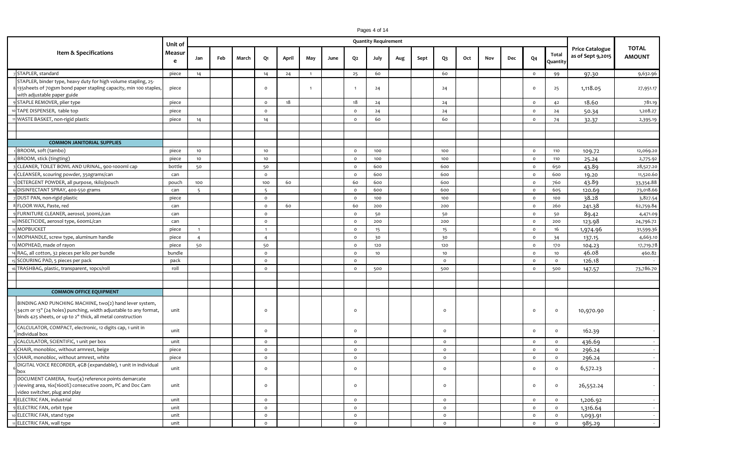| | Item & Specifications | Unit of Measure | Quantity Requirement | | | | | | | | | | | | | | | | | | Price Catalogue as of Sept 9,2015 | TOTAL AMOUNT |
|---|---|---|---|---|---|---|---|---|---|---|---|---|---|---|---|---|---|---|---|---|---|---|
| | | | Jan | Feb | March | Q1 | April | May | June | Q2 | July | Aug | Sept | Q3 | Oct | Nov | Dec | Q4 | Total Quantity | | |
| 7 | STAPLER, standard | piece | 14 | | | 14 | 24 | 1 | | 25 | 60 | | | 60 | | | | 0 | 99 | 97.30 | 9,632.96 |
| 8 | STAPLER, binder type, heavy duty for high volume stapling, 25-135sheets of 70gsm bond paper stapling capacity, min 100 staples, with adjustable paper guide | piece | | | | 0 | | 1 | | 1 | 24 | | | 24 | | | | 0 | 25 | 1,118.05 | 27,951.17 |
| 9 | STAPLE REMOVER, plier type | piece | | | | 0 | 18 | | | 18 | 24 | | | 24 | | | | 0 | 42 | 18.60 | 781.19 |
| 10 | TAPE DISPENSER, table top | piece | | | | 0 | | | | 0 | 24 | | | 24 | | | | 0 | 24 | 50.34 | 1,208.27 |
| 11 | WASTE BASKET, non-rigid plastic | piece | 14 | | | 14 | | | | 0 | 60 | | | 60 | | | | 0 | 74 | 32.37 | 2,395.19 |
| | | | | | | | | | | | | | | | | | | | | | |
| | | | | | | | | | | | | | | | | | | | | | |
| | **COMMON JANITORIAL SUPPLIES** | | | | | | | | | | | | | | | | | | | | |
| 1 | BROOM, soft (tambo) | piece | 10 | | | 10 | | | | 0 | 100 | | | 100 | | | | 0 | 110 | 109.72 | 12,069.20 |
| 2 | BROOM, stick (tingting) | piece | 10 | | | 10 | | | | 0 | 100 | | | 100 | | | | 0 | 110 | 25.24 | 2,775.92 |
| 3 | CLEANER, TOILET BOWL AND URINAL, 900-1000ml cap | bottle | 50 | | | 50 | | | | 0 | 600 | | | 600 | | | | 0 | 650 | 43.89 | 28,527.20 |
| 4 | CLEANSER, scouring powder, 350grams/can | can | | | | 0 | | | | 0 | 600 | | | 600 | | | | 0 | 600 | 19.20 | 11,520.60 |
| 5 | DETERGENT POWDER, all purpose, 1kilo/pouch | pouch | 100 | | | 100 | 60 | | | 60 | 600 | | | 600 | | | | 0 | 760 | 43.89 | 33,354.88 |
| 6 | DISINFECTANT SPRAY, 400-550 grams | can | 5 | | | 5 | | | | 0 | 600 | | | 600 | | | | 0 | 605 | 120.69 | 73,018.66 |
| 7 | DUST PAN, non-rigid plastic | piece | | | | 0 | | | | 0 | 100 | | | 100 | | | | 0 | 100 | 38.28 | 3,827.54 |
| 8 | FLOOR WAX, Paste, red | can | | | | 0 | 60 | | | 60 | 200 | | | 200 | | | | 0 | 260 | 241.38 | 62,759.84 |
| 9 | FURNITURE CLEANER, aerosol, 300mL/can | can | | | | 0 | | | | 0 | 50 | | | 50 | | | | 0 | 50 | 89.42 | 4,471.09 |
| 10 | INSECTICIDE, aerosol type, 600mL/can | can | | | | 0 | | | | 0 | 200 | | | 200 | | | | 0 | 200 | 123.98 | 24,796.72 |
| 11 | MOPBUCKET | piece | 1 | | | 1 | | | | 0 | 15 | | | 15 | | | | 0 | 16 | 1,974.96 | 31,599.36 |
| 12 | MOPHANDLE, screw type, aluminum handle | piece | 4 | | | 4 | | | | 0 | 30 | | | 30 | | | | 0 | 34 | 137.15 | 4,663.10 |
| 13 | MOPHEAD, made of rayon | piece | 50 | | | 50 | | | | 0 | 120 | | | 120 | | | | 0 | 170 | 104.23 | 17,719.78 |
| 14 | RAG, all cotton, 32 pieces per kilo per bundle | bundle | | | | 0 | | | | 0 | 10 | | | 10 | | | | 0 | 10 | 46.08 | 460.82 |
| 15 | SCOURING PAD, 5 pieces per pack | pack | | | | 0 | | | | 0 | | | | 0 | | | | 0 | 0 | 126.18 | - |
| 16 | TRASHBAG, plastic, transparent, 10pcs/roll | roll | | | | 0 | | | | 0 | 500 | | | 500 | | | | 0 | 500 | 147.57 | 73,786.70 |
| | | | | | | | | | | | | | | | | | | | | | |
| | | | | | | | | | | | | | | | | | | | | | |
| | **COMMON OFFICE EQUIPMENT** | | | | | | | | | | | | | | | | | | | | |
| 1 | BINDING AND PUNCHING MACHINE, two(2) hand lever system, 34cm or 13" (24 holes) punching, width adjustable to any format, binds 425 sheets, or up to 2" thick, all metal construction | unit | | | | 0 | | | | 0 | | | | 0 | | | | 0 | 0 | 10,970.90 | - |
| 2 | CALCULATOR, COMPACT, electronic, 12 digits cap, 1 unit in individual box | unit | | | | 0 | | | | 0 | | | | 0 | | | | 0 | 0 | 162.39 | - |
| 3 | CALCULATOR, SCIENTIFIC, 1 unit per box | unit | | | | 0 | | | | 0 | | | | 0 | | | | 0 | 0 | 436.69 | - |
| 4 | CHAIR, monobloc, without armrest, beige | piece | | | | 0 | | | | 0 | | | | 0 | | | | 0 | 0 | 296.24 | - |
| 5 | CHAIR, monobloc, without armrest, white | piece | | | | 0 | | | | 0 | | | | 0 | | | | 0 | 0 | 296.24 | - |
| 6 | DIGITAL VOICE RECORDER, 4GB (expandable), 1 unit in individual box | unit | | | | 0 | | | | 0 | | | | 0 | | | | 0 | 0 | 6,572.23 | - |
| 7 | DOCUMENT CAMERA, four(4) reference points demarcate viewing area, 16x(1600%) consecutive zoom, PC and Doc Cam video switcher, plug and play | unit | | | | 0 | | | | 0 | | | | 0 | | | | 0 | 0 | 26,552.24 | - |
| 8 | ELECTRIC FAN, industrial | unit | | | | 0 | | | | 0 | | | | 0 | | | | 0 | 0 | 1,206.92 | - |
| 9 | ELECTRIC FAN, orbit type | unit | | | | 0 | | | | 0 | | | | 0 | | | | 0 | 0 | 1,316.64 | - |
| 10 | ELECTRIC FAN, stand type | unit | | | | 0 | | | | 0 | | | | 0 | | | | 0 | 0 | 1,093.91 | - |
| 11 | ELECTRIC FAN, wall type | unit | | | | 0 | | | | 0 | | | | 0 | | | | 0 | 0 | 985.29 | - |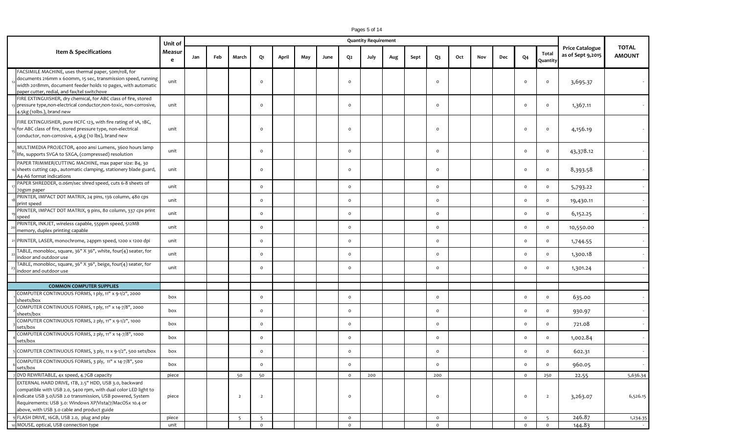| | Item & Specifications | Unit of Measure | Quantity Requirement | | | | | | | | | | | | | | | | | Price Catalogue as of Sept 9,2015 | TOTAL AMOUNT |
|---|---|---|---|---|---|---|---|---|---|---|---|---|---|---|---|---|---|---|---|---|---|
| | | | Jan | Feb | March | Q1 | April | May | June | Q2 | July | Aug | Sept | Q3 | Oct | Nov | Dec | Q4 | Total Quantity | | |
| 12 | FACSIMILE MACHINE, uses thermal paper, 50m/roll, for documents 216mm x 600mm, 15 sec, transmission speed, running width 2018mm, document feeder holds 10 pages, with automatic paper cutter, redial, and fax/tel switchove | unit | | | | 0 | | | | 0 | | | | 0 | | | | 0 | 0 | 3,695.37 | - |
| 13 | FIRE EXTINGUISHER, dry chemical, for ABC class of fire, stored pressure type,non-electrical conductor,non-toxic, non-corrosive, 4.5kg (10lbs.), brand new | unit | | | | 0 | | | | 0 | | | | 0 | | | | 0 | 0 | 1,367.11 | - |
| 14 | FIRE EXTINGUISHER, pure HCFC 123, with fire rating of 1A, 1BC, for ABC class of fire, stored pressure type, non-electrical conductor, non-corrosive, 4.5kg (10 lbs), brand new | unit | | | | 0 | | | | 0 | | | | 0 | | | | 0 | 0 | 4,156.19 | - |
| 15 | MULTIMEDIA PROJECTOR, 4000 ansi Lumens, 3600 hours lamp life, supports SVGA to SXGA, (compressed) resolution | unit | | | | 0 | | | | 0 | | | | 0 | | | | 0 | 0 | 43,378.12 | - |
| 16 | PAPER TRIMMER/CUTTING MACHINE, max paper size: B4, 30 sheets cutting cap., automatic clamping, stationery blade guard, A4-A6 format indications | unit | | | | 0 | | | | 0 | | | | 0 | | | | 0 | 0 | 8,393.58 | - |
| 17 | PAPER SHREDDER, 0.06m/sec shred speed, cuts 6-8 sheets of 70gsm paper | unit | | | | 0 | | | | 0 | | | | 0 | | | | 0 | 0 | 5,793.22 | - |
| 18 | PRINTER, IMPACT DOT MATRIX, 24 pins, 136 column, 480 cps print speed | unit | | | | 0 | | | | 0 | | | | 0 | | | | 0 | 0 | 19,430.11 | - |
| 19 | PRINTER, IMPACT DOT MATRIX, 9 pins, 80 column, 337 cps print speed | unit | | | | 0 | | | | 0 | | | | 0 | | | | 0 | 0 | 6,152.25 | - |
| 20 | PRINTER, INKJET, wireless capable, 55ppm speed, 512MB memory, duplex printing capable | unit | | | | 0 | | | | 0 | | | | 0 | | | | 0 | 0 | 10,550.00 | - |
| 21 | PRINTER, LASER, monochrome, 24ppm speed, 1200 x 1200 dpi | unit | | | | 0 | | | | 0 | | | | 0 | | | | 0 | 0 | 1,744.55 | - |
| 22 | TABLE, monobloc, square, 36" X 36", white, four(4) seater, for indoor and outdoor use | unit | | | | 0 | | | | 0 | | | | 0 | | | | 0 | 0 | 1,300.18 | - |
| 23 | TABLE, monobloc, square, 36" X 36", beige, four(4) seater, for indoor and outdoor use | unit | | | | 0 | | | | 0 | | | | 0 | | | | 0 | 0 | 1,301.24 | - |
| | | | | | | | | | | | | | | | | | | | | | |
| | **COMMON COMPUTER SUPPLIES** | | | | | | | | | | | | | | | | | | | | |
| 1 | COMPUTER CONTINUOUS FORMS, 1 ply, 11" x 9-1/2", 2000 sheets/box | box | | | | 0 | | | | 0 | | | | 0 | | | | 0 | 0 | 635.00 | - |
| 2 | COMPUTER CONTINUOUS FORMS, 1 ply, 11" x 14-7/8", 2000 sheets/box | box | | | | 0 | | | | 0 | | | | 0 | | | | 0 | 0 | 930.97 | - |
| 3 | COMPUTER CONTINUOUS FORMS, 2 ply, 11" x 9-1/2", 1000 sets/box | box | | | | 0 | | | | 0 | | | | 0 | | | | 0 | 0 | 721.08 | - |
| 4 | COMPUTER CONTINUOUS FORMS, 2 ply, 11" x 14-7/8", 1000 sets/box | box | | | | 0 | | | | 0 | | | | 0 | | | | 0 | 0 | 1,002.84 | - |
| 5 | COMPUTER CONTINUOUS FORMS, 3 ply, 11 x 9-1/2", 500 sets/box | box | | | | 0 | | | | 0 | | | | 0 | | | | 0 | 0 | 602.31 | - |
| 6 | COMPUTER CONTINUOUS FORMS, 3 ply, 11" x 14-7/8", 500 sets/box | box | | | | 0 | | | | 0 | | | | 0 | | | | 0 | 0 | 960.05 | - |
| 7 | DVD REWRITABLE, 4x speed, 4.7GB capacity | piece | | | 50 | 50 | | | | 0 | 200 | | | 200 | | | | 0 | 250 | 22.55 | 5,636.34 |
| 8 | EXTERNAL HARD DRIVE, 1TB, 2.5" HDD, USB 3.0, backward compatible with USB 2.0, 5400 rpm, with dual color LED light to indicate USB 3.0/USB 2.0 transmission, USB powered, System Requirements: USB 3.0: Windows XP/Vista/7/MacOSx 10.4 or above, with USB 3.0 cable and product guide | piece | | | 2 | 2 | | | | 0 | | | | 0 | | | | 0 | 2 | 3,263.07 | 6,526.15 |
| 9 | FLASH DRIVE, 16GB, USB 2.0, plug and play | piece | | | 5 | 5 | | | | 0 | | | | 0 | | | | 0 | 5 | 246.87 | 1,234.35 |
| 10 | MOUSE, optical, USB connection type | unit | | | | 0 | | | | 0 | | | | 0 | | | | 0 | 0 | 144.83 | - |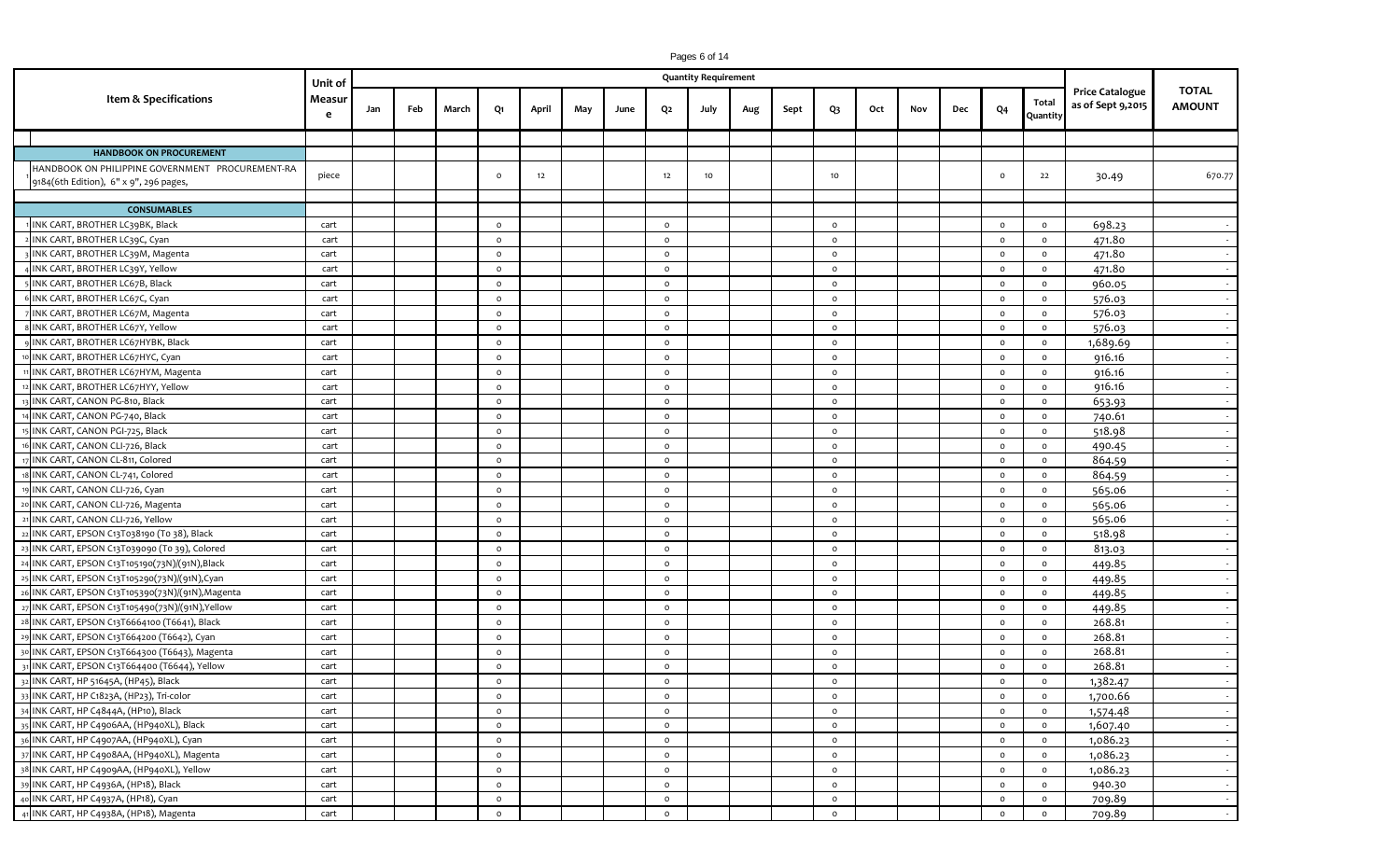| Item & Specifications | Unit of Measure | Quantity Requirement | | | | | | | | | | | | | | | | | Price Catalogue as of Sept 9,2015 | TOTAL AMOUNT |
|---|---|---|---|---|---|---|---|---|---|---|---|---|---|---|---|---|---|---|---|---|
| | | Jan | Feb | March | Q1 | April | May | June | Q2 | July | Aug | Sept | Q3 | Oct | Nov | Dec | Q4 | Total Quantity | | |
| **HANDBOOK ON PROCUREMENT** | | | | | | | | | | | | | | | | | | | | |
| 1 HANDBOOK ON PHILIPPINE GOVERNMENT PROCUREMENT-RA 9184(6th Edition), 6" x 9", 296 pages, | piece | | | | 0 | 12 | | | 12 | 10 | | | 10 | | | | 0 | 22 | 30.49 | 670.77 |
| **CONSUMABLES** | | | | | | | | | | | | | | | | | | | | |
| 1 INK CART, BROTHER LC39BK, Black | cart | | | | 0 | | | | 0 | | | | 0 | | | | 0 | 0 | 698.23 | - |
| 2 INK CART, BROTHER LC39C, Cyan | cart | | | | 0 | | | | 0 | | | | 0 | | | | 0 | 0 | 471.80 | - |
| 3 INK CART, BROTHER LC39M, Magenta | cart | | | | 0 | | | | 0 | | | | 0 | | | | 0 | 0 | 471.80 | - |
| 4 INK CART, BROTHER LC39Y, Yellow | cart | | | | 0 | | | | 0 | | | | 0 | | | | 0 | 0 | 471.80 | - |
| 5 INK CART, BROTHER LC67B, Black | cart | | | | 0 | | | | 0 | | | | 0 | | | | 0 | 0 | 960.05 | - |
| 6 INK CART, BROTHER LC67C, Cyan | cart | | | | 0 | | | | 0 | | | | 0 | | | | 0 | 0 | 576.03 | - |
| 7 INK CART, BROTHER LC67M, Magenta | cart | | | | 0 | | | | 0 | | | | 0 | | | | 0 | 0 | 576.03 | - |
| 8 INK CART, BROTHER LC67Y, Yellow | cart | | | | 0 | | | | 0 | | | | 0 | | | | 0 | 0 | 576.03 | - |
| 9 INK CART, BROTHER LC67HYBK, Black | cart | | | | 0 | | | | 0 | | | | 0 | | | | 0 | 0 | 1,689.69 | - |
| 10 INK CART, BROTHER LC67HYC, Cyan | cart | | | | 0 | | | | 0 | | | | 0 | | | | 0 | 0 | 916.16 | - |
| 11 INK CART, BROTHER LC67HYM, Magenta | cart | | | | 0 | | | | 0 | | | | 0 | | | | 0 | 0 | 916.16 | - |
| 12 INK CART, BROTHER LC67HYY, Yellow | cart | | | | 0 | | | | 0 | | | | 0 | | | | 0 | 0 | 916.16 | - |
| 13 INK CART, CANON PG-810, Black | cart | | | | 0 | | | | 0 | | | | 0 | | | | 0 | 0 | 653.93 | - |
| 14 INK CART, CANON PG-740, Black | cart | | | | 0 | | | | 0 | | | | 0 | | | | 0 | 0 | 740.61 | - |
| 15 INK CART, CANON PGI-725, Black | cart | | | | 0 | | | | 0 | | | | 0 | | | | 0 | 0 | 518.98 | - |
| 16 INK CART, CANON CLI-726, Black | cart | | | | 0 | | | | 0 | | | | 0 | | | | 0 | 0 | 490.45 | - |
| 17 INK CART, CANON CL-811, Colored | cart | | | | 0 | | | | 0 | | | | 0 | | | | 0 | 0 | 864.59 | - |
| 18 INK CART, CANON CL-741, Colored | cart | | | | 0 | | | | 0 | | | | 0 | | | | 0 | 0 | 864.59 | - |
| 19 INK CART, CANON CLI-726, Cyan | cart | | | | 0 | | | | 0 | | | | 0 | | | | 0 | 0 | 565.06 | - |
| 20 INK CART, CANON CLI-726, Magenta | cart | | | | 0 | | | | 0 | | | | 0 | | | | 0 | 0 | 565.06 | - |
| 21 INK CART, CANON CLI-726, Yellow | cart | | | | 0 | | | | 0 | | | | 0 | | | | 0 | 0 | 565.06 | - |
| 22 INK CART, EPSON C13T038190 (T0 38), Black | cart | | | | 0 | | | | 0 | | | | 0 | | | | 0 | 0 | 518.98 | - |
| 23 INK CART, EPSON C13T039090 (T0 39), Colored | cart | | | | 0 | | | | 0 | | | | 0 | | | | 0 | 0 | 813.03 | - |
| 24 INK CART, EPSON C13T105190(73N)/(91N),Black | cart | | | | 0 | | | | 0 | | | | 0 | | | | 0 | 0 | 449.85 | - |
| 25 INK CART, EPSON C13T105290(73N)/(91N),Cyan | cart | | | | 0 | | | | 0 | | | | 0 | | | | 0 | 0 | 449.85 | - |
| 26 INK CART, EPSON C13T105390(73N)/(91N),Magenta | cart | | | | 0 | | | | 0 | | | | 0 | | | | 0 | 0 | 449.85 | - |
| 27 INK CART, EPSON C13T105490(73N)/(91N),Yellow | cart | | | | 0 | | | | 0 | | | | 0 | | | | 0 | 0 | 449.85 | - |
| 28 INK CART, EPSON C13T6664100 (T6641), Black | cart | | | | 0 | | | | 0 | | | | 0 | | | | 0 | 0 | 268.81 | - |
| 29 INK CART, EPSON C13T664200 (T6642), Cyan | cart | | | | 0 | | | | 0 | | | | 0 | | | | 0 | 0 | 268.81 | - |
| 30 INK CART, EPSON C13T664300 (T6643), Magenta | cart | | | | 0 | | | | 0 | | | | 0 | | | | 0 | 0 | 268.81 | - |
| 31 INK CART, EPSON C13T664400 (T6644), Yellow | cart | | | | 0 | | | | 0 | | | | 0 | | | | 0 | 0 | 268.81 | - |
| 32 INK CART, HP 51645A, (HP45), Black | cart | | | | 0 | | | | 0 | | | | 0 | | | | 0 | 0 | 1,382.47 | - |
| 33 INK CART, HP C1823A, (HP23), Tri-color | cart | | | | 0 | | | | 0 | | | | 0 | | | | 0 | 0 | 1,700.66 | - |
| 34 INK CART, HP C4844A, (HP10), Black | cart | | | | 0 | | | | 0 | | | | 0 | | | | 0 | 0 | 1,574.48 | - |
| 35 INK CART, HP C4906AA, (HP940XL), Black | cart | | | | 0 | | | | 0 | | | | 0 | | | | 0 | 0 | 1,607.40 | - |
| 36 INK CART, HP C4907AA, (HP940XL), Cyan | cart | | | | 0 | | | | 0 | | | | 0 | | | | 0 | 0 | 1,086.23 | - |
| 37 INK CART, HP C4908AA, (HP940XL), Magenta | cart | | | | 0 | | | | 0 | | | | 0 | | | | 0 | 0 | 1,086.23 | - |
| 38 INK CART, HP C4909AA, (HP940XL), Yellow | cart | | | | 0 | | | | 0 | | | | 0 | | | | 0 | 0 | 1,086.23 | - |
| 39 INK CART, HP C4936A, (HP18), Black | cart | | | | 0 | | | | 0 | | | | 0 | | | | 0 | 0 | 940.30 | - |
| 40 INK CART, HP C4937A, (HP18), Cyan | cart | | | | 0 | | | | 0 | | | | 0 | | | | 0 | 0 | 709.89 | - |
| 41 INK CART, HP C4938A, (HP18), Magenta | cart | | | | 0 | | | | 0 | | | | 0 | | | | 0 | 0 | 709.89 | - |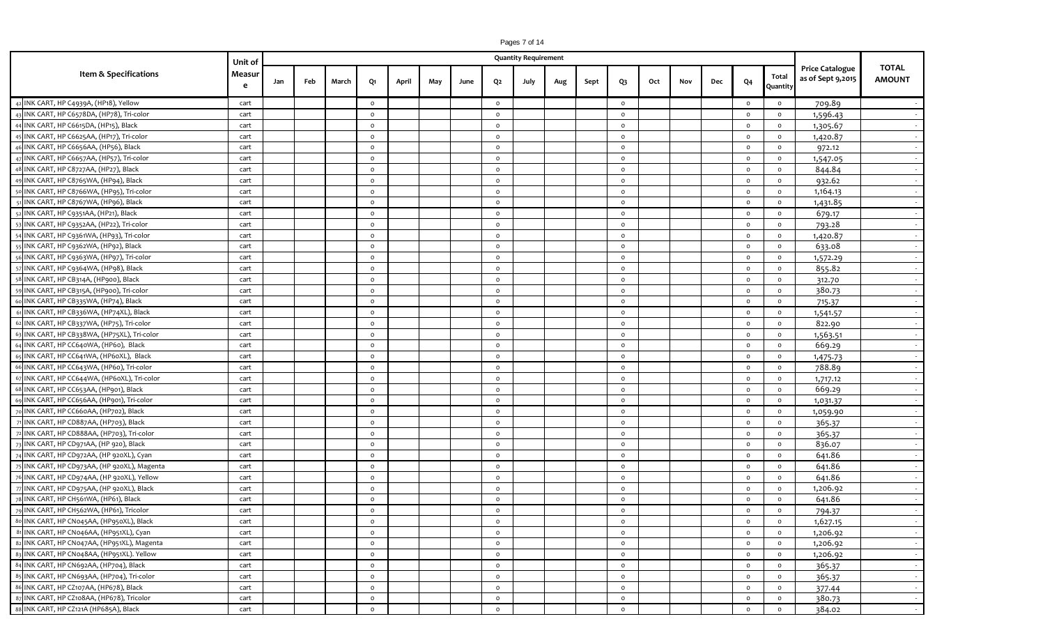| Item & Specifications | Unit of Measure | Quantity Requirement | | | | | | | | | | | | | | | | | Price Catalogue as of Sept 9,2015 | TOTAL AMOUNT |
|---|---|---|---|---|---|---|---|---|---|---|---|---|---|---|---|---|---|---|---|---|
| | | Jan | Feb | March | Q1 | April | May | June | Q2 | July | Aug | Sept | Q3 | Oct | Nov | Dec | Q4 | Total Quantity | | |
| 42 INK CART, HP C4939A, (HP18), Yellow | cart | | | | 0 | | | | 0 | | | | 0 | | | | 0 | 0 | 709.89 | - |
| 43 INK CART, HP C6578DA, (HP78), Tri-color | cart | | | | 0 | | | | 0 | | | | 0 | | | | 0 | 0 | 1,596.43 | - |
| 44 INK CART, HP C6615DA, (HP15), Black | cart | | | | 0 | | | | 0 | | | | 0 | | | | 0 | 0 | 1,305.67 | - |
| 45 INK CART, HP C6625AA, (HP17), Tri-color | cart | | | | 0 | | | | 0 | | | | 0 | | | | 0 | 0 | 1,420.87 | - |
| 46 INK CART, HP C6656AA, (HP56), Black | cart | | | | 0 | | | | 0 | | | | 0 | | | | 0 | 0 | 972.12 | - |
| 47 INK CART, HP C6657AA, (HP57), Tri-color | cart | | | | 0 | | | | 0 | | | | 0 | | | | 0 | 0 | 1,547.05 | - |
| 48 INK CART, HP C8727AA, (HP27), Black | cart | | | | 0 | | | | 0 | | | | 0 | | | | 0 | 0 | 844.84 | - |
| 49 INK CART, HP C8765WA, (HP94), Black | cart | | | | 0 | | | | 0 | | | | 0 | | | | 0 | 0 | 932.62 | - |
| 50 INK CART, HP C8766WA, (HP95), Tri-color | cart | | | | 0 | | | | 0 | | | | 0 | | | | 0 | 0 | 1,164.13 | - |
| 51 INK CART, HP C8767WA, (HP96), Black | cart | | | | 0 | | | | 0 | | | | 0 | | | | 0 | 0 | 1,431.85 | - |
| 52 INK CART, HP C9351AA, (HP21), Black | cart | | | | 0 | | | | 0 | | | | 0 | | | | 0 | 0 | 679.17 | - |
| 53 INK CART, HP C9352AA, (HP22), Tri-color | cart | | | | 0 | | | | 0 | | | | 0 | | | | 0 | 0 | 793.28 | - |
| 54 INK CART, HP C9361WA, (HP93), Tri-color | cart | | | | 0 | | | | 0 | | | | 0 | | | | 0 | 0 | 1,420.87 | - |
| 55 INK CART, HP C9362WA, (HP92), Black | cart | | | | 0 | | | | 0 | | | | 0 | | | | 0 | 0 | 633.08 | - |
| 56 INK CART, HP C9363WA, (HP97), Tri-color | cart | | | | 0 | | | | 0 | | | | 0 | | | | 0 | 0 | 1,572.29 | - |
| 57 INK CART, HP C9364WA, (HP98), Black | cart | | | | 0 | | | | 0 | | | | 0 | | | | 0 | 0 | 855.82 | - |
| 58 INK CART, HP CB314A, (HP900), Black | cart | | | | 0 | | | | 0 | | | | 0 | | | | 0 | 0 | 312.70 | - |
| 59 INK CART, HP CB315A, (HP900), Tri-color | cart | | | | 0 | | | | 0 | | | | 0 | | | | 0 | 0 | 380.73 | - |
| 60 INK CART, HP CB335WA, (HP74), Black | cart | | | | 0 | | | | 0 | | | | 0 | | | | 0 | 0 | 715.37 | - |
| 61 INK CART, HP CB336WA, (HP74XL), Black | cart | | | | 0 | | | | 0 | | | | 0 | | | | 0 | 0 | 1,541.57 | - |
| 62 INK CART, HP CB337WA, (HP75), Tri-color | cart | | | | 0 | | | | 0 | | | | 0 | | | | 0 | 0 | 822.90 | - |
| 63 INK CART, HP CB338WA, (HP75XL), Tri-color | cart | | | | 0 | | | | 0 | | | | 0 | | | | 0 | 0 | 1,563.51 | - |
| 64 INK CART, HP CC640WA, (HP60), Black | cart | | | | 0 | | | | 0 | | | | 0 | | | | 0 | 0 | 669.29 | - |
| 65 INK CART, HP CC641WA, (HP60XL), Black | cart | | | | 0 | | | | 0 | | | | 0 | | | | 0 | 0 | 1,475.73 | - |
| 66 INK CART, HP CC643WA, (HP60), Tri-color | cart | | | | 0 | | | | 0 | | | | 0 | | | | 0 | 0 | 788.89 | - |
| 67 INK CART, HP CC644WA, (HP60XL), Tri-color | cart | | | | 0 | | | | 0 | | | | 0 | | | | 0 | 0 | 1,717.12 | - |
| 68 INK CART, HP CC653AA, (HP901), Black | cart | | | | 0 | | | | 0 | | | | 0 | | | | 0 | 0 | 669.29 | - |
| 69 INK CART, HP CC656AA, (HP901), Tri-color | cart | | | | 0 | | | | 0 | | | | 0 | | | | 0 | 0 | 1,031.37 | - |
| 70 INK CART, HP CC660AA, (HP702), Black | cart | | | | 0 | | | | 0 | | | | 0 | | | | 0 | 0 | 1,059.90 | - |
| 71 INK CART, HP CD887AA, (HP703), Black | cart | | | | 0 | | | | 0 | | | | 0 | | | | 0 | 0 | 365.37 | - |
| 72 INK CART, HP CD888AA, (HP703), Tri-color | cart | | | | 0 | | | | 0 | | | | 0 | | | | 0 | 0 | 365.37 | - |
| 73 INK CART, HP CD971AA, (HP 920), Black | cart | | | | 0 | | | | 0 | | | | 0 | | | | 0 | 0 | 836.07 | - |
| 74 INK CART, HP CD972AA, (HP 920XL), Cyan | cart | | | | 0 | | | | 0 | | | | 0 | | | | 0 | 0 | 641.86 | - |
| 75 INK CART, HP CD973AA, (HP 920XL), Magenta | cart | | | | 0 | | | | 0 | | | | 0 | | | | 0 | 0 | 641.86 | - |
| 76 INK CART, HP CD974AA, (HP 920XL), Yellow | cart | | | | 0 | | | | 0 | | | | 0 | | | | 0 | 0 | 641.86 | - |
| 77 INK CART, HP CD975AA, (HP 920XL), Black | cart | | | | 0 | | | | 0 | | | | 0 | | | | 0 | 0 | 1,206.92 | - |
| 78 INK CART, HP CH561WA, (HP61), Black | cart | | | | 0 | | | | 0 | | | | 0 | | | | 0 | 0 | 641.86 | - |
| 79 INK CART, HP CH562WA, (HP61), Tricolor | cart | | | | 0 | | | | 0 | | | | 0 | | | | 0 | 0 | 794.37 | - |
| 80 INK CART, HP CN045AA, (HP950XL), Black | cart | | | | 0 | | | | 0 | | | | 0 | | | | 0 | 0 | 1,627.15 | - |
| 81 INK CART, HP CN046AA, (HP951XL), Cyan | cart | | | | 0 | | | | 0 | | | | 0 | | | | 0 | 0 | 1,206.92 | - |
| 82 INK CART, HP CN047AA, (HP951XL), Magenta | cart | | | | 0 | | | | 0 | | | | 0 | | | | 0 | 0 | 1,206.92 | - |
| 83 INK CART, HP CN048AA, (HP951XL). Yellow | cart | | | | 0 | | | | 0 | | | | 0 | | | | 0 | 0 | 1,206.92 | - |
| 84 INK CART, HP CN692AA, (HP704), Black | cart | | | | 0 | | | | 0 | | | | 0 | | | | 0 | 0 | 365.37 | - |
| 85 INK CART, HP CN693AA, (HP704), Tri-color | cart | | | | 0 | | | | 0 | | | | 0 | | | | 0 | 0 | 365.37 | - |
| 86 INK CART, HP CZ107AA, (HP678), Black | cart | | | | 0 | | | | 0 | | | | 0 | | | | 0 | 0 | 377.44 | - |
| 87 INK CART, HP CZ108AA, (HP678), Tricolor | cart | | | | 0 | | | | 0 | | | | 0 | | | | 0 | 0 | 380.73 | - |
| 88 INK CART, HP CZ121A (HP685A), Black | cart | | | | 0 | | | | 0 | | | | 0 | | | | 0 | 0 | 384.02 | - |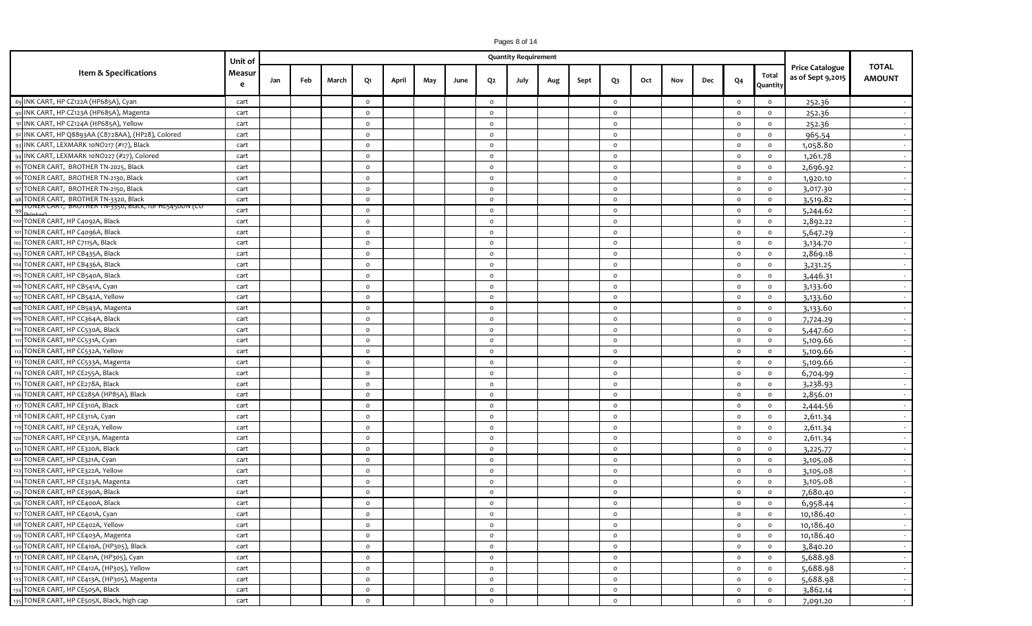| Item & Specifications | Unit of Measure | Quantity Requirement | | | | | | | | | | | | | | | | | Price Catalogue as of Sept 9,2015 | TOTAL AMOUNT |
|---|---|---|---|---|---|---|---|---|---|---|---|---|---|---|---|---|---|---|---|---|
| | | Jan | Feb | March | Q1 | April | May | June | Q2 | July | Aug | Sept | Q3 | Oct | Nov | Dec | Q4 | Total Quantity | | |
| 89 INK CART, HP CZ122A (HP685A), Cyan | cart | | | | 0 | | | | 0 | | | | 0 | | | | 0 | 0 | 252.36 | - |
| 90 INK CART, HP CZ123A (HP685A), Magenta | cart | | | | 0 | | | | 0 | | | | 0 | | | | 0 | 0 | 252.36 | - |
| 91 INK CART, HP CZ124A (HP685A), Yellow | cart | | | | 0 | | | | 0 | | | | 0 | | | | 0 | 0 | 252.36 | - |
| 92 INK CART, HP Q8893AA (C8728AA), (HP28), Colored | cart | | | | 0 | | | | 0 | | | | 0 | | | | 0 | 0 | 965.54 | - |
| 93 INK CART, LEXMARK 10NO217 (#17), Black | cart | | | | 0 | | | | 0 | | | | 0 | | | | 0 | 0 | 1,058.80 | - |
| 94 INK CART, LEXMARK 10NO227 (#27), Colored | cart | | | | 0 | | | | 0 | | | | 0 | | | | 0 | 0 | 1,261.78 | - |
| 95 TONER CART, BROTHER TN-2025, Black | cart | | | | 0 | | | | 0 | | | | 0 | | | | 0 | 0 | 2,696.92 | - |
| 96 TONER CART, BROTHER TN-2130, Black | cart | | | | 0 | | | | 0 | | | | 0 | | | | 0 | 0 | 1,920.10 | - |
| 97 TONER CART, BROTHER TN-2150, Black | cart | | | | 0 | | | | 0 | | | | 0 | | | | 0 | 0 | 3,017.30 | - |
| 98 TONER CART, BROTHER TN-3320, Black | cart | | | | 0 | | | | 0 | | | | 0 | | | | 0 | 0 | 3,519.82 | - |
| 99 TONER CART, BROTHER TN-3350, Black, for HL5450DN (CO Printer) | cart | | | | 0 | | | | 0 | | | | 0 | | | | 0 | 0 | 5,244.62 | - |
| 100 TONER CART, HP C4092A, Black | cart | | | | 0 | | | | 0 | | | | 0 | | | | 0 | 0 | 2,892.22 | - |
| 101 TONER CART, HP C4096A, Black | cart | | | | 0 | | | | 0 | | | | 0 | | | | 0 | 0 | 5,647.29 | - |
| 102 TONER CART, HP C7115A, Black | cart | | | | 0 | | | | 0 | | | | 0 | | | | 0 | 0 | 3,134.70 | - |
| 103 TONER CART, HP CB435A, Black | cart | | | | 0 | | | | 0 | | | | 0 | | | | 0 | 0 | 2,869.18 | - |
| 104 TONER CART, HP CB436A, Black | cart | | | | 0 | | | | 0 | | | | 0 | | | | 0 | 0 | 3,231.25 | - |
| 105 TONER CART, HP CB540A, Black | cart | | | | 0 | | | | 0 | | | | 0 | | | | 0 | 0 | 3,446.31 | - |
| 106 TONER CART, HP CB541A, Cyan | cart | | | | 0 | | | | 0 | | | | 0 | | | | 0 | 0 | 3,133.60 | - |
| 107 TONER CART, HP CB542A, Yellow | cart | | | | 0 | | | | 0 | | | | 0 | | | | 0 | 0 | 3,133.60 | - |
| 108 TONER CART, HP CB543A, Magenta | cart | | | | 0 | | | | 0 | | | | 0 | | | | 0 | 0 | 3,133.60 | - |
| 109 TONER CART, HP CC364A, Black | cart | | | | 0 | | | | 0 | | | | 0 | | | | 0 | 0 | 7,724.29 | - |
| 110 TONER CART, HP CC530A, Black | cart | | | | 0 | | | | 0 | | | | 0 | | | | 0 | 0 | 5,447.60 | - |
| 111 TONER CART, HP CC531A, Cyan | cart | | | | 0 | | | | 0 | | | | 0 | | | | 0 | 0 | 5,109.66 | - |
| 112 TONER CART, HP CC532A, Yellow | cart | | | | 0 | | | | 0 | | | | 0 | | | | 0 | 0 | 5,109.66 | - |
| 113 TONER CART, HP CC533A, Magenta | cart | | | | 0 | | | | 0 | | | | 0 | | | | 0 | 0 | 5,109.66 | - |
| 114 TONER CART, HP CE255A, Black | cart | | | | 0 | | | | 0 | | | | 0 | | | | 0 | 0 | 6,704.99 | - |
| 115 TONER CART, HP CE278A, Black | cart | | | | 0 | | | | 0 | | | | 0 | | | | 0 | 0 | 3,238.93 | - |
| 116 TONER CART, HP CE285A (HP85A), Black | cart | | | | 0 | | | | 0 | | | | 0 | | | | 0 | 0 | 2,856.01 | - |
| 117 TONER CART, HP CE310A, Black | cart | | | | 0 | | | | 0 | | | | 0 | | | | 0 | 0 | 2,444.56 | - |
| 118 TONER CART, HP CE311A, Cyan | cart | | | | 0 | | | | 0 | | | | 0 | | | | 0 | 0 | 2,611.34 | - |
| 119 TONER CART, HP CE312A, Yellow | cart | | | | 0 | | | | 0 | | | | 0 | | | | 0 | 0 | 2,611.34 | - |
| 120 TONER CART, HP CE313A, Magenta | cart | | | | 0 | | | | 0 | | | | 0 | | | | 0 | 0 | 2,611.34 | - |
| 121 TONER CART, HP CE320A, Black | cart | | | | 0 | | | | 0 | | | | 0 | | | | 0 | 0 | 3,225.77 | - |
| 122 TONER CART, HP CE321A, Cyan | cart | | | | 0 | | | | 0 | | | | 0 | | | | 0 | 0 | 3,105.08 | - |
| 123 TONER CART, HP CE322A, Yellow | cart | | | | 0 | | | | 0 | | | | 0 | | | | 0 | 0 | 3,105.08 | - |
| 124 TONER CART, HP CE323A, Magenta | cart | | | | 0 | | | | 0 | | | | 0 | | | | 0 | 0 | 3,105.08 | - |
| 125 TONER CART, HP CE390A, Black | cart | | | | 0 | | | | 0 | | | | 0 | | | | 0 | 0 | 7,680.40 | - |
| 126 TONER CART, HP CE400A, Black | cart | | | | 0 | | | | 0 | | | | 0 | | | | 0 | 0 | 6,958.44 | - |
| 127 TONER CART, HP CE401A, Cyan | cart | | | | 0 | | | | 0 | | | | 0 | | | | 0 | 0 | 10,186.40 | - |
| 128 TONER CART, HP CE402A, Yellow | cart | | | | 0 | | | | 0 | | | | 0 | | | | 0 | 0 | 10,186.40 | - |
| 129 TONER CART, HP CE403A, Magenta | cart | | | | 0 | | | | 0 | | | | 0 | | | | 0 | 0 | 10,186.40 | - |
| 130 TONER CART, HP CE410A, (HP305), Black | cart | | | | 0 | | | | 0 | | | | 0 | | | | 0 | 0 | 3,840.20 | - |
| 131 TONER CART, HP CE411A, (HP305), Cyan | cart | | | | 0 | | | | 0 | | | | 0 | | | | 0 | 0 | 5,688.98 | - |
| 132 TONER CART, HP CE412A, (HP305), Yellow | cart | | | | 0 | | | | 0 | | | | 0 | | | | 0 | 0 | 5,688.98 | - |
| 133 TONER CART, HP CE413A, (HP305), Magenta | cart | | | | 0 | | | | 0 | | | | 0 | | | | 0 | 0 | 5,688.98 | - |
| 134 TONER CART, HP CE505A, Black | cart | | | | 0 | | | | 0 | | | | 0 | | | | 0 | 0 | 3,862.14 | - |
| 135 TONER CART, HP CE505X, Black, high cap | cart | | | | 0 | | | | 0 | | | | 0 | | | | 0 | 0 | 7,091.20 | - |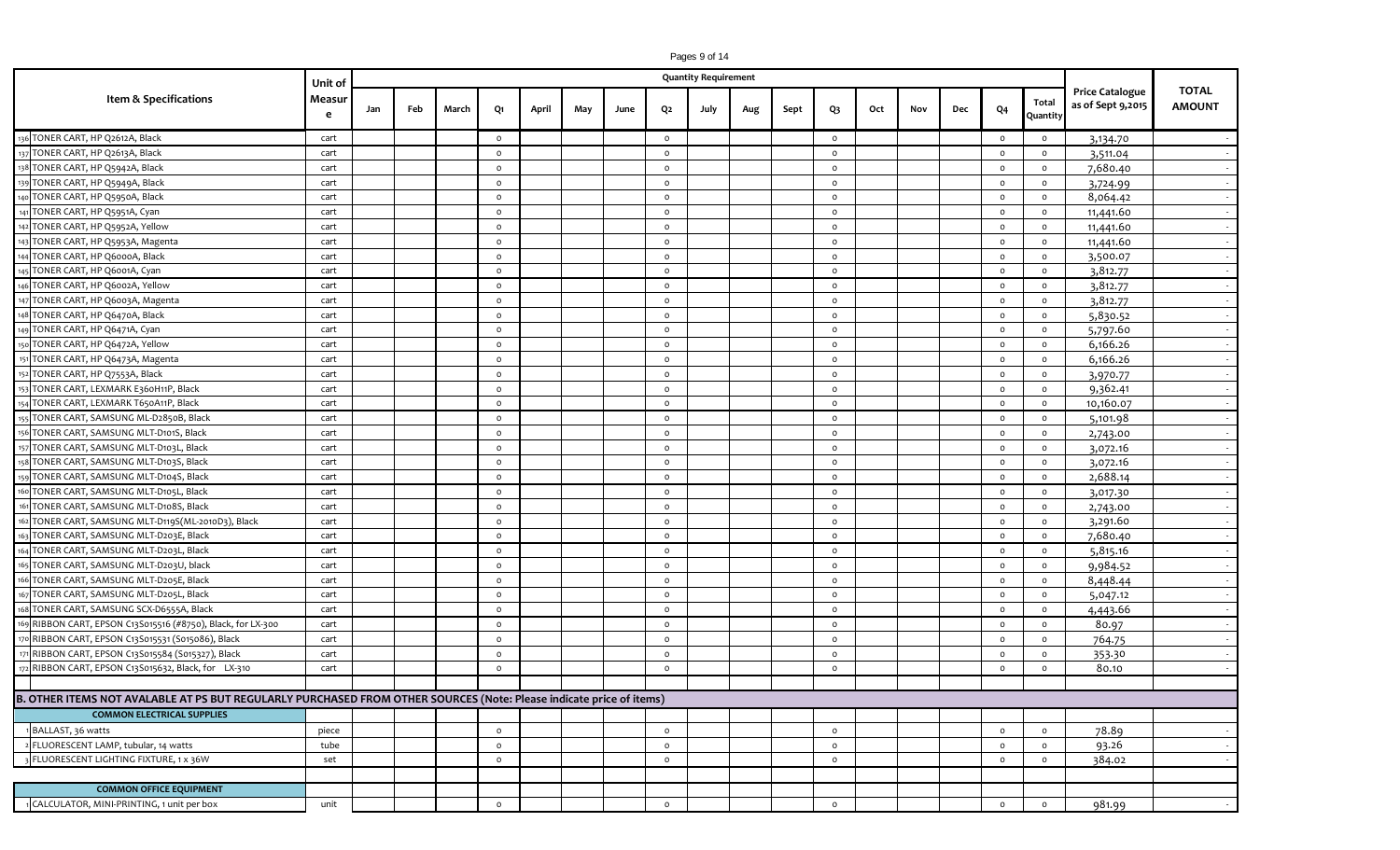| Item & Specifications | Unit of Measure | Quantity Requirement | | | | | | | | | | | | | | | | | | Price Catalogue as of Sept 9,2015 | TOTAL AMOUNT |
|---|---|---|---|---|---|---|---|---|---|---|---|---|---|---|---|---|---|---|---|---|---|
| | | Jan | Feb | March | Q1 | April | May | June | Q2 | July | Aug | Sept | Q3 | Oct | Nov | Dec | Q4 | Total Quantity | | |
| 136 TONER CART, HP Q2612A, Black | cart | | | | 0 | | | | 0 | | | | 0 | | | | 0 | 0 | 3,134.70 | - |
| 137 TONER CART, HP Q2613A, Black | cart | | | | 0 | | | | 0 | | | | 0 | | | | 0 | 0 | 3,511.04 | - |
| 138 TONER CART, HP Q5942A, Black | cart | | | | 0 | | | | 0 | | | | 0 | | | | 0 | 0 | 7,680.40 | - |
| 139 TONER CART, HP Q5949A, Black | cart | | | | 0 | | | | 0 | | | | 0 | | | | 0 | 0 | 3,724.99 | - |
| 140 TONER CART, HP Q5950A, Black | cart | | | | 0 | | | | 0 | | | | 0 | | | | 0 | 0 | 8,064.42 | - |
| 141 TONER CART, HP Q5951A, Cyan | cart | | | | 0 | | | | 0 | | | | 0 | | | | 0 | 0 | 11,441.60 | - |
| 142 TONER CART, HP Q5952A, Yellow | cart | | | | 0 | | | | 0 | | | | 0 | | | | 0 | 0 | 11,441.60 | - |
| 143 TONER CART, HP Q5953A, Magenta | cart | | | | 0 | | | | 0 | | | | 0 | | | | 0 | 0 | 11,441.60 | - |
| 144 TONER CART, HP Q6000A, Black | cart | | | | 0 | | | | 0 | | | | 0 | | | | 0 | 0 | 3,500.07 | - |
| 145 TONER CART, HP Q6001A, Cyan | cart | | | | 0 | | | | 0 | | | | 0 | | | | 0 | 0 | 3,812.77 | - |
| 146 TONER CART, HP Q6002A, Yellow | cart | | | | 0 | | | | 0 | | | | 0 | | | | 0 | 0 | 3,812.77 | - |
| 147 TONER CART, HP Q6003A, Magenta | cart | | | | 0 | | | | 0 | | | | 0 | | | | 0 | 0 | 3,812.77 | - |
| 148 TONER CART, HP Q6470A, Black | cart | | | | 0 | | | | 0 | | | | 0 | | | | 0 | 0 | 5,830.52 | - |
| 149 TONER CART, HP Q6471A, Cyan | cart | | | | 0 | | | | 0 | | | | 0 | | | | 0 | 0 | 5,797.60 | - |
| 150 TONER CART, HP Q6472A, Yellow | cart | | | | 0 | | | | 0 | | | | 0 | | | | 0 | 0 | 6,166.26 | - |
| 151 TONER CART, HP Q6473A, Magenta | cart | | | | 0 | | | | 0 | | | | 0 | | | | 0 | 0 | 6,166.26 | - |
| 152 TONER CART, HP Q7553A, Black | cart | | | | 0 | | | | 0 | | | | 0 | | | | 0 | 0 | 3,970.77 | - |
| 153 TONER CART, LEXMARK E360H11P, Black | cart | | | | 0 | | | | 0 | | | | 0 | | | | 0 | 0 | 9,362.41 | - |
| 154 TONER CART, LEXMARK T650A11P, Black | cart | | | | 0 | | | | 0 | | | | 0 | | | | 0 | 0 | 10,160.07 | - |
| 155 TONER CART, SAMSUNG ML-D2850B, Black | cart | | | | 0 | | | | 0 | | | | 0 | | | | 0 | 0 | 5,101.98 | - |
| 156 TONER CART, SAMSUNG MLT-D101S, Black | cart | | | | 0 | | | | 0 | | | | 0 | | | | 0 | 0 | 2,743.00 | - |
| 157 TONER CART, SAMSUNG MLT-D103L, Black | cart | | | | 0 | | | | 0 | | | | 0 | | | | 0 | 0 | 3,072.16 | - |
| 158 TONER CART, SAMSUNG MLT-D103S, Black | cart | | | | 0 | | | | 0 | | | | 0 | | | | 0 | 0 | 3,072.16 | - |
| 159 TONER CART, SAMSUNG MLT-D104S, Black | cart | | | | 0 | | | | 0 | | | | 0 | | | | 0 | 0 | 2,688.14 | - |
| 160 TONER CART, SAMSUNG MLT-D105L, Black | cart | | | | 0 | | | | 0 | | | | 0 | | | | 0 | 0 | 3,017.30 | - |
| 161 TONER CART, SAMSUNG MLT-D108S, Black | cart | | | | 0 | | | | 0 | | | | 0 | | | | 0 | 0 | 2,743.00 | - |
| 162 TONER CART, SAMSUNG MLT-D119S(ML-2010D3), Black | cart | | | | 0 | | | | 0 | | | | 0 | | | | 0 | 0 | 3,291.60 | - |
| 163 TONER CART, SAMSUNG MLT-D203E, Black | cart | | | | 0 | | | | 0 | | | | 0 | | | | 0 | 0 | 7,680.40 | - |
| 164 TONER CART, SAMSUNG MLT-D203L, Black | cart | | | | 0 | | | | 0 | | | | 0 | | | | 0 | 0 | 5,815.16 | - |
| 165 TONER CART, SAMSUNG MLT-D203U, black | cart | | | | 0 | | | | 0 | | | | 0 | | | | 0 | 0 | 9,984.52 | - |
| 166 TONER CART, SAMSUNG MLT-D205E, Black | cart | | | | 0 | | | | 0 | | | | 0 | | | | 0 | 0 | 8,448.44 | - |
| 167 TONER CART, SAMSUNG MLT-D205L, Black | cart | | | | 0 | | | | 0 | | | | 0 | | | | 0 | 0 | 5,047.12 | - |
| 168 TONER CART, SAMSUNG SCX-D6555A, Black | cart | | | | 0 | | | | 0 | | | | 0 | | | | 0 | 0 | 4,443.66 | - |
| 169 RIBBON CART, EPSON C13S015516 (#8750), Black, for LX-300 | cart | | | | 0 | | | | 0 | | | | 0 | | | | 0 | 0 | 80.97 | - |
| 170 RIBBON CART, EPSON C13S015531 (S015086), Black | cart | | | | 0 | | | | 0 | | | | 0 | | | | 0 | 0 | 764.75 | - |
| 171 RIBBON CART, EPSON C13S015584 (S015327), Black | cart | | | | 0 | | | | 0 | | | | 0 | | | | 0 | 0 | 353.30 | - |
| 172 RIBBON CART, EPSON C13S015632, Black, for LX-310 | cart | | | | 0 | | | | 0 | | | | 0 | | | | 0 | 0 | 80.10 | - |
| **B. OTHER ITEMS NOT AVALABLE AT PS BUT REGULARLY PURCHASED FROM OTHER SOURCES (Note: Please indicate price of items)** | | | | | | | | | | | | | | | | | | | | |
| **COMMON ELECTRICAL SUPPLIES** | | | | | | | | | | | | | | | | | | | | |
| 1 BALLAST, 36 watts | piece | | | | 0 | | | | 0 | | | | 0 | | | | 0 | 0 | 78.89 | - |
| 2 FLUORESCENT LAMP, tubular, 14 watts | tube | | | | 0 | | | | 0 | | | | 0 | | | | 0 | 0 | 93.26 | - |
| 3 FLUORESCENT LIGHTING FIXTURE, 1 x 36W | set | | | | 0 | | | | 0 | | | | 0 | | | | 0 | 0 | 384.02 | - |
| **COMMON OFFICE EQUIPMENT** | | | | | | | | | | | | | | | | | | | | |
| 1 CALCULATOR, MINI-PRINTING, 1 unit per box | unit | | | | 0 | | | | 0 | | | | 0 | | | | 0 | 0 | 981.99 | - |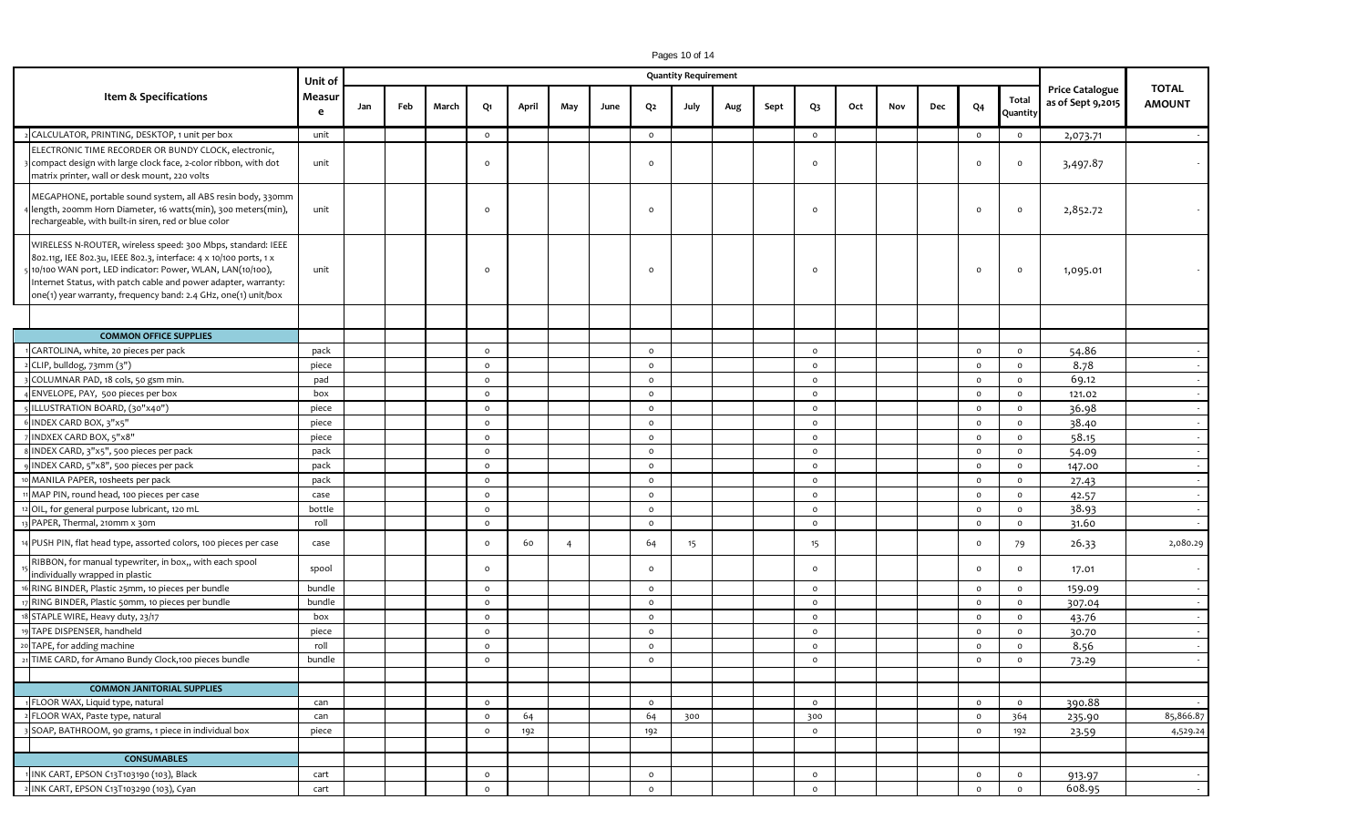| Item & Specifications | | Unit of Measure | Quantity Requirement | | | | | | | | | | | | | | | | | Price Catalogue as of Sept 9,2015 | TOTAL AMOUNT |
|---|---|---|---|---|---|---|---|---|---|---|---|---|---|---|---|---|---|---|---|---|---|
| | | | Jan | Feb | March | Q1 | April | May | June | Q2 | July | Aug | Sept | Q3 | Oct | Nov | Dec | Q4 | Total Quantity | | |
| 2 | CALCULATOR, PRINTING, DESKTOP, 1 unit per box | unit | | | | 0 | | | | 0 | | | | 0 | | | | 0 | 0 | 2,073.71 | - |
| 3 | ELECTRONIC TIME RECORDER OR BUNDY CLOCK, electronic, compact design with large clock face, 2-color ribbon, with dot matrix printer, wall or desk mount, 220 volts | unit | | | | 0 | | | | 0 | | | | 0 | | | | 0 | 0 | 3,497.87 | - |
| 4 | MEGAPHONE, portable sound system, all ABS resin body, 330mm length, 200mm Horn Diameter, 16 watts(min), 300 meters(min), rechargeable, with built-in siren, red or blue color | unit | | | | 0 | | | | 0 | | | | 0 | | | | 0 | 0 | 2,852.72 | - |
| 5 | WIRELESS N-ROUTER, wireless speed: 300 Mbps, standard: IEEE 802.11g, IEE 802.3u, IEEE 802.3, interface: 4 x 10/100 ports, 1 x 10/100 WAN port, LED indicator: Power, WLAN, LAN(10/100), Internet Status, with patch cable and power adapter, warranty: one(1) year warranty, frequency band: 2.4 GHz, one(1) unit/box | unit | | | | 0 | | | | 0 | | | | 0 | | | | 0 | 0 | 1,095.01 | - |
| | | | | | | | | | | | | | | | | | | | | | |
| | **COMMON OFFICE SUPPLIES** | | | | | | | | | | | | | | | | | | | | |
| 1 | CARTOLINA, white, 20 pieces per pack | pack | | | | 0 | | | | 0 | | | | 0 | | | | 0 | 0 | 54.86 | - |
| 2 | CLIP, bulldog, 73mm (3") | piece | | | | 0 | | | | 0 | | | | 0 | | | | 0 | 0 | 8.78 | - |
| 3 | COLUMNAR PAD, 18 cols, 50 gsm min. | pad | | | | 0 | | | | 0 | | | | 0 | | | | 0 | 0 | 69.12 | - |
| 4 | ENVELOPE, PAY, 500 pieces per box | box | | | | 0 | | | | 0 | | | | 0 | | | | 0 | 0 | 121.02 | - |
| 5 | ILLUSTRATION BOARD, (30"x40") | piece | | | | 0 | | | | 0 | | | | 0 | | | | 0 | 0 | 36.98 | - |
| 6 | INDEX CARD BOX, 3"x5" | piece | | | | 0 | | | | 0 | | | | 0 | | | | 0 | 0 | 38.40 | - |
| 7 | INDXEX CARD BOX, 5"x8" | piece | | | | 0 | | | | 0 | | | | 0 | | | | 0 | 0 | 58.15 | - |
| 8 | INDEX CARD, 3"x5", 500 pieces per pack | pack | | | | 0 | | | | 0 | | | | 0 | | | | 0 | 0 | 54.09 | - |
| 9 | INDEX CARD, 5"x8", 500 pieces per pack | pack | | | | 0 | | | | 0 | | | | 0 | | | | 0 | 0 | 147.00 | - |
| 10 | MANILA PAPER, 10sheets per pack | pack | | | | 0 | | | | 0 | | | | 0 | | | | 0 | 0 | 27.43 | - |
| 11 | MAP PIN, round head, 100 pieces per case | case | | | | 0 | | | | 0 | | | | 0 | | | | 0 | 0 | 42.57 | - |
| 12 | OIL, for general purpose lubricant, 120 mL | bottle | | | | 0 | | | | 0 | | | | 0 | | | | 0 | 0 | 38.93 | - |
| 13 | PAPER, Thermal, 210mm x 30m | roll | | | | 0 | | | | 0 | | | | 0 | | | | 0 | 0 | 31.60 | - |
| 14 | PUSH PIN, flat head type, assorted colors, 100 pieces per case | case | | | | 0 | 60 | 4 | | 64 | 15 | | | 15 | | | | 0 | 79 | 26.33 | 2,080.29 |
| 15 | RIBBON, for manual typewriter, in box,, with each spool individually wrapped in plastic | spool | | | | 0 | | | | 0 | | | | 0 | | | | 0 | 0 | 17.01 | - |
| 16 | RING BINDER, Plastic 25mm, 10 pieces per bundle | bundle | | | | 0 | | | | 0 | | | | 0 | | | | 0 | 0 | 159.09 | - |
| 17 | RING BINDER, Plastic 50mm, 10 pieces per bundle | bundle | | | | 0 | | | | 0 | | | | 0 | | | | 0 | 0 | 307.04 | - |
| 18 | STAPLE WIRE, Heavy duty, 23/17 | box | | | | 0 | | | | 0 | | | | 0 | | | | 0 | 0 | 43.76 | - |
| 19 | TAPE DISPENSER, handheld | piece | | | | 0 | | | | 0 | | | | 0 | | | | 0 | 0 | 30.70 | - |
| 20 | TAPE, for adding machine | roll | | | | 0 | | | | 0 | | | | 0 | | | | 0 | 0 | 8.56 | - |
| 21 | TIME CARD, for Amano Bundy Clock,100 pieces bundle | bundle | | | | 0 | | | | 0 | | | | 0 | | | | 0 | 0 | 73.29 | - |
| | | | | | | | | | | | | | | | | | | | | | |
| | **COMMON JANITORIAL SUPPLIES** | | | | | | | | | | | | | | | | | | | | |
| 1 | FLOOR WAX, Liquid type, natural | can | | | | 0 | | | | 0 | | | | 0 | | | | 0 | 0 | 390.88 | - |
| 2 | FLOOR WAX, Paste type, natural | can | | | | 0 | 64 | | | 64 | 300 | | | 300 | | | | 0 | 364 | 235.90 | 85,866.87 |
| 3 | SOAP, BATHROOM, 90 grams, 1 piece in individual box | piece | | | | 0 | 192 | | | 192 | | | | 0 | | | | 0 | 192 | 23.59 | 4,529.24 |
| | | | | | | | | | | | | | | | | | | | | | |
| | **CONSUMABLES** | | | | | | | | | | | | | | | | | | | | |
| 1 | INK CART, EPSON C13T103190 (103), Black | cart | | | | 0 | | | | 0 | | | | 0 | | | | 0 | 0 | 913.97 | - |
| 2 | INK CART, EPSON C13T103290 (103), Cyan | cart | | | | 0 | | | | 0 | | | | 0 | | | | 0 | 0 | 608.95 | - |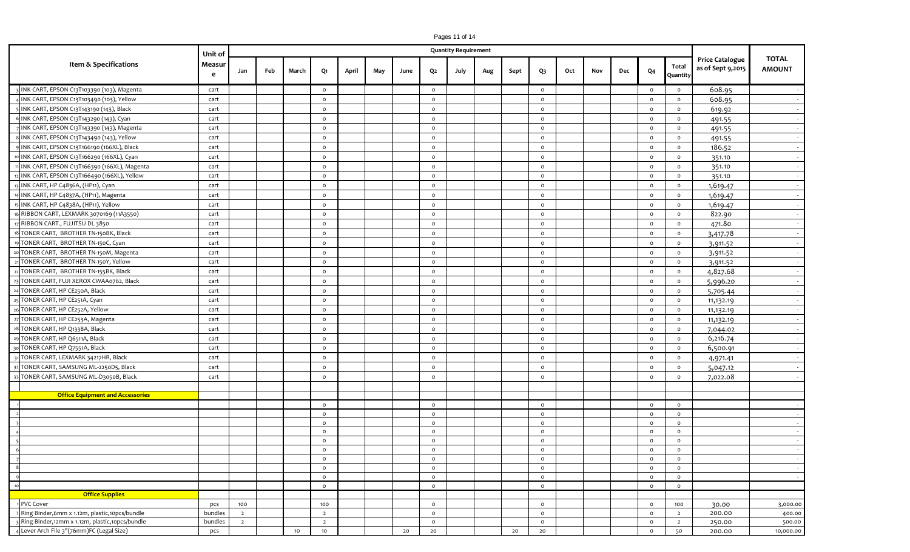| Item & Specifications | Unit of Measure | Quantity Requirement | | | | | | | | | | | | | | | | | Price Catalogue as of Sept 9,2015 | TOTAL AMOUNT |
|---|---|---|---|---|---|---|---|---|---|---|---|---|---|---|---|---|---|---|---|---|
| | | Jan | Feb | March | Q1 | April | May | June | Q2 | July | Aug | Sept | Q3 | Oct | Nov | Dec | Q4 | Total Quantity | | |
| 3 INK CART, EPSON C13T103390 (103), Magenta | cart | | | | 0 | | | | 0 | | | | 0 | | | | 0 | 0 | 608.95 | - |
| 4 INK CART, EPSON C13T103490 (103), Yellow | cart | | | | 0 | | | | 0 | | | | 0 | | | | 0 | 0 | 608.95 | - |
| 5 INK CART, EPSON C13T143190 (143), Black | cart | | | | 0 | | | | 0 | | | | 0 | | | | 0 | 0 | 619.92 | - |
| 6 INK CART, EPSON C13T143290 (143), Cyan | cart | | | | 0 | | | | 0 | | | | 0 | | | | 0 | 0 | 491.55 | - |
| 7 INK CART, EPSON C13T143390 (143), Magenta | cart | | | | 0 | | | | 0 | | | | 0 | | | | 0 | 0 | 491.55 | - |
| 8 INK CART, EPSON C13T143490 (143), Yellow | cart | | | | 0 | | | | 0 | | | | 0 | | | | 0 | 0 | 491.55 | - |
| 9 INK CART, EPSON C13T166190 (166XL), Black | cart | | | | 0 | | | | 0 | | | | 0 | | | | 0 | 0 | 186.52 | - |
| 10 INK CART, EPSON C13T166290 (166XL), Cyan | cart | | | | 0 | | | | 0 | | | | 0 | | | | 0 | 0 | 351.10 | - |
| 11 INK CART, EPSON C13T166390 (166XL), Magenta | cart | | | | 0 | | | | 0 | | | | 0 | | | | 0 | 0 | 351.10 | - |
| 12 INK CART, EPSON C13T166490 (166XL), Yellow | cart | | | | 0 | | | | 0 | | | | 0 | | | | 0 | 0 | 351.10 | - |
| 13 INK CART, HP C4836A, (HP11), Cyan | cart | | | | 0 | | | | 0 | | | | 0 | | | | 0 | 0 | 1,619.47 | - |
| 14 INK CART, HP C4837A, (HP11), Magenta | cart | | | | 0 | | | | 0 | | | | 0 | | | | 0 | 0 | 1,619.47 | - |
| 15 INK CART, HP C4838A, (HP11), Yellow | cart | | | | 0 | | | | 0 | | | | 0 | | | | 0 | 0 | 1,619.47 | - |
| 16 RIBBON CART, LEXMARK 3070169 (11A3550) | cart | | | | 0 | | | | 0 | | | | 0 | | | | 0 | 0 | 822.90 | - |
| 17 RIBBON CART., FUJITSU DL 3850 | cart | | | | 0 | | | | 0 | | | | 0 | | | | 0 | 0 | 471.80 | - |
| 18 TONER CART, BROTHER TN-150BK, Black | cart | | | | 0 | | | | 0 | | | | 0 | | | | 0 | 0 | 3,417.78 | - |
| 19 TONER CART, BROTHER TN-150C, Cyan | cart | | | | 0 | | | | 0 | | | | 0 | | | | 0 | 0 | 3,911.52 | - |
| 20 TONER CART, BROTHER TN-150M, Magenta | cart | | | | 0 | | | | 0 | | | | 0 | | | | 0 | 0 | 3,911.52 | - |
| 21 TONER CART, BROTHER TN-150Y, Yellow | cart | | | | 0 | | | | 0 | | | | 0 | | | | 0 | 0 | 3,911.52 | - |
| 22 TONER CART, BROTHER TN-155BK, Black | cart | | | | 0 | | | | 0 | | | | 0 | | | | 0 | 0 | 4,827.68 | - |
| 23 TONER CART, FUJI XEROX CWAA0762, Black | cart | | | | 0 | | | | 0 | | | | 0 | | | | 0 | 0 | 5,996.20 | - |
| 24 TONER CART, HP CE250A, Black | cart | | | | 0 | | | | 0 | | | | 0 | | | | 0 | 0 | 5,705.44 | - |
| 25 TONER CART, HP CE251A, Cyan | cart | | | | 0 | | | | 0 | | | | 0 | | | | 0 | 0 | 11,132.19 | - |
| 26 TONER CART, HP CE252A, Yellow | cart | | | | 0 | | | | 0 | | | | 0 | | | | 0 | 0 | 11,132.19 | - |
| 27 TONER CART, HP CE253A, Magenta | cart | | | | 0 | | | | 0 | | | | 0 | | | | 0 | 0 | 11,132.19 | - |
| 28 TONER CART, HP Q1338A, Black | cart | | | | 0 | | | | 0 | | | | 0 | | | | 0 | 0 | 7,044.02 | - |
| 29 TONER CART, HP Q6511A, Black | cart | | | | 0 | | | | 0 | | | | 0 | | | | 0 | 0 | 6,216.74 | - |
| 30 TONER CART, HP Q7551A, Black | cart | | | | 0 | | | | 0 | | | | 0 | | | | 0 | 0 | 6,500.91 | - |
| 31 TONER CART, LEXMARK 34217HR, Black | cart | | | | 0 | | | | 0 | | | | 0 | | | | 0 | 0 | 4,971.41 | - |
| 32 TONER CART, SAMSUNG ML-2250D5, Black | cart | | | | 0 | | | | 0 | | | | 0 | | | | 0 | 0 | 5,047.12 | - |
| 33 TONER CART, SAMSUNG ML-D3050B, Black | cart | | | | 0 | | | | 0 | | | | 0 | | | | 0 | 0 | 7,022.08 | - |
| | | | | | | | | | | | | | | | | | | | | |
| **Office Equipment and Accessories** | | | | | | | | | | | | | | | | | | | | |
| 1 | | | | | 0 | | | | 0 | | | | 0 | | | | 0 | 0 | | - |
| 2 | | | | | 0 | | | | 0 | | | | 0 | | | | 0 | 0 | | - |
| 3 | | | | | 0 | | | | 0 | | | | 0 | | | | 0 | 0 | | - |
| 4 | | | | | 0 | | | | 0 | | | | 0 | | | | 0 | 0 | | - |
| 5 | | | | | 0 | | | | 0 | | | | 0 | | | | 0 | 0 | | - |
| 6 | | | | | 0 | | | | 0 | | | | 0 | | | | 0 | 0 | | - |
| 7 | | | | | 0 | | | | 0 | | | | 0 | | | | 0 | 0 | | - |
| 8 | | | | | 0 | | | | 0 | | | | 0 | | | | 0 | 0 | | - |
| 9 | | | | | 0 | | | | 0 | | | | 0 | | | | 0 | 0 | | - |
| 10 | | | | | 0 | | | | 0 | | | | 0 | | | | 0 | 0 | | |
| **Office Supplies** | | | | | | | | | | | | | | | | | | | | |
| 1 PVC Cover | pcs | 100 | | | 100 | | | | 0 | | | | 0 | | | | 0 | 100 | 30.00 | 3,000.00 |
| 2 Ring Binder,6mm x 1.12m, plastic,10pcs/bundle | bundles | 2 | | | 2 | | | | 0 | | | | 0 | | | | 0 | 2 | 200.00 | 400.00 |
| 3 Ring Binder,12mm x 1.12m, plastic,10pcs/bundle | bundles | 2 | | | 2 | | | | 0 | | | | 0 | | | | 0 | 2 | 250.00 | 500.00 |
| 4 Lever Arch File 3"(76mm)FC (Legal Size) | pcs | | | 10 | 10 | | | 20 | 20 | | | 20 | 20 | | | | 0 | 50 | 200.00 | 10,000.00 |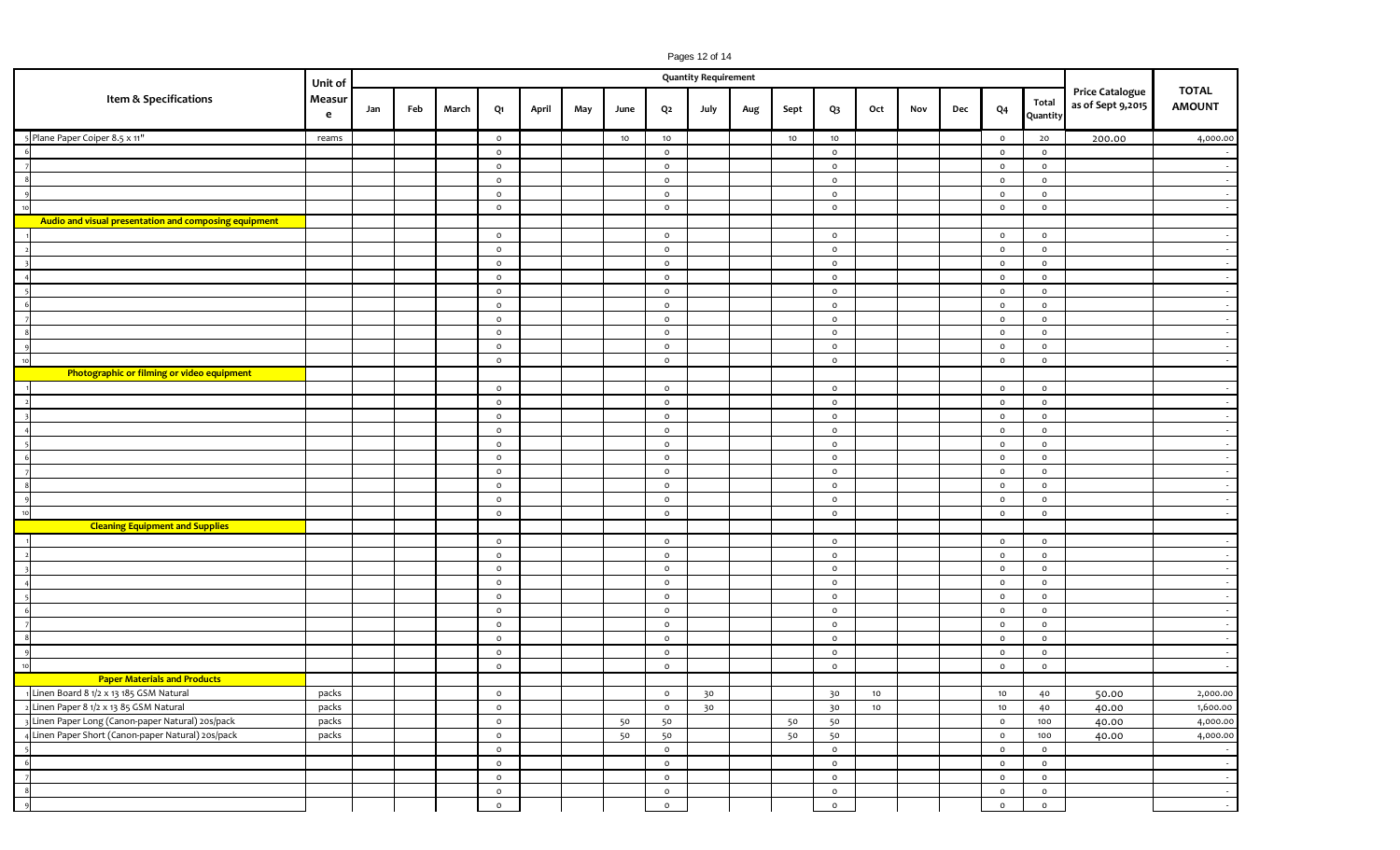| | Item & Specifications | Unit of Measure | Quantity Requirement | | | | | | | | | | | | | | | | | Price Catalogue as of Sept 9,2015 | TOTAL AMOUNT |
|---|---|---|---|---|---|---|---|---|---|---|---|---|---|---|---|---|---|---|---|---|---|
| | | | Jan | Feb | March | Q1 | April | May | June | Q2 | July | Aug | Sept | Q3 | Oct | Nov | Dec | Q4 | Total Quantity | | |
| 5 | Plane Paper Coiper 8.5 x 11" | reams | | | | 0 | | | 10 | 10 | | | 10 | 10 | | | | 0 | 20 | 200.00 | 4,000.00 |
| 6 | | | | | | 0 | | | | 0 | | | | 0 | | | | 0 | 0 | | - |
| 7 | | | | | | 0 | | | | 0 | | | | 0 | | | | 0 | 0 | | - |
| 8 | | | | | | 0 | | | | 0 | | | | 0 | | | | 0 | 0 | | - |
| 9 | | | | | | 0 | | | | 0 | | | | 0 | | | | 0 | 0 | | - |
| 10 | | | | | | 0 | | | | 0 | | | | 0 | | | | 0 | 0 | | - |
| | **Audio and visual presentation and composing equipment** | | | | | | | | | | | | | | | | | | | | |
| 1 | | | | | | 0 | | | | 0 | | | | 0 | | | | 0 | 0 | | - |
| 2 | | | | | | 0 | | | | 0 | | | | 0 | | | | 0 | 0 | | - |
| 3 | | | | | | 0 | | | | 0 | | | | 0 | | | | 0 | 0 | | - |
| 4 | | | | | | 0 | | | | 0 | | | | 0 | | | | 0 | 0 | | - |
| 5 | | | | | | 0 | | | | 0 | | | | 0 | | | | 0 | 0 | | - |
| 6 | | | | | | 0 | | | | 0 | | | | 0 | | | | 0 | 0 | | - |
| 7 | | | | | | 0 | | | | 0 | | | | 0 | | | | 0 | 0 | | - |
| 8 | | | | | | 0 | | | | 0 | | | | 0 | | | | 0 | 0 | | - |
| 9 | | | | | | 0 | | | | 0 | | | | 0 | | | | 0 | 0 | | - |
| 10 | | | | | | 0 | | | | 0 | | | | 0 | | | | 0 | 0 | | - |
| | **Photographic or filming or video equipment** | | | | | | | | | | | | | | | | | | | | |
| 1 | | | | | | 0 | | | | 0 | | | | 0 | | | | 0 | 0 | | - |
| 2 | | | | | | 0 | | | | 0 | | | | 0 | | | | 0 | 0 | | - |
| 3 | | | | | | 0 | | | | 0 | | | | 0 | | | | 0 | 0 | | - |
| 4 | | | | | | 0 | | | | 0 | | | | 0 | | | | 0 | 0 | | - |
| 5 | | | | | | 0 | | | | 0 | | | | 0 | | | | 0 | 0 | | - |
| 6 | | | | | | 0 | | | | 0 | | | | 0 | | | | 0 | 0 | | - |
| 7 | | | | | | 0 | | | | 0 | | | | 0 | | | | 0 | 0 | | - |
| 8 | | | | | | 0 | | | | 0 | | | | 0 | | | | 0 | 0 | | - |
| 9 | | | | | | 0 | | | | 0 | | | | 0 | | | | 0 | 0 | | - |
| 10 | | | | | | 0 | | | | 0 | | | | 0 | | | | 0 | 0 | | - |
| | **Cleaning Equipment and Supplies** | | | | | | | | | | | | | | | | | | | | |
| 1 | | | | | | 0 | | | | 0 | | | | 0 | | | | 0 | 0 | | - |
| 2 | | | | | | 0 | | | | 0 | | | | 0 | | | | 0 | 0 | | - |
| 3 | | | | | | 0 | | | | 0 | | | | 0 | | | | 0 | 0 | | - |
| 4 | | | | | | 0 | | | | 0 | | | | 0 | | | | 0 | 0 | | - |
| 5 | | | | | | 0 | | | | 0 | | | | 0 | | | | 0 | 0 | | - |
| 6 | | | | | | 0 | | | | 0 | | | | 0 | | | | 0 | 0 | | - |
| 7 | | | | | | 0 | | | | 0 | | | | 0 | | | | 0 | 0 | | - |
| 8 | | | | | | 0 | | | | 0 | | | | 0 | | | | 0 | 0 | | - |
| 9 | | | | | | 0 | | | | 0 | | | | 0 | | | | 0 | 0 | | - |
| 10 | | | | | | 0 | | | | 0 | | | | 0 | | | | 0 | 0 | | - |
| | **Paper Materials and Products** | | | | | | | | | | | | | | | | | | | | |
| 1 | Linen Board 8 1/2 x 13 185 GSM Natural | packs | | | | 0 | | | | 0 | 30 | | | 30 | 10 | | | 10 | 40 | 50.00 | 2,000.00 |
| 2 | Linen Paper 8 1/2 x 13 85 GSM Natural | packs | | | | 0 | | | | 0 | 30 | | | 30 | 10 | | | 10 | 40 | 40.00 | 1,600.00 |
| 3 | Linen Paper Long (Canon-paper Natural) 20s/pack | packs | | | | 0 | | | 50 | 50 | | | 50 | 50 | | | | 0 | 100 | 40.00 | 4,000.00 |
| 4 | Linen Paper Short (Canon-paper Natural) 20s/pack | packs | | | | 0 | | | 50 | 50 | | | 50 | 50 | | | | 0 | 100 | 40.00 | 4,000.00 |
| 5 | | | | | | 0 | | | | 0 | | | | 0 | | | | 0 | 0 | | - |
| 6 | | | | | | 0 | | | | 0 | | | | 0 | | | | 0 | 0 | | - |
| 7 | | | | | | 0 | | | | 0 | | | | 0 | | | | 0 | 0 | | - |
| 8 | | | | | | 0 | | | | 0 | | | | 0 | | | | 0 | 0 | | - |
| 9 | | | | | | 0 | | | | 0 | | | | 0 | | | | 0 | 0 | | - |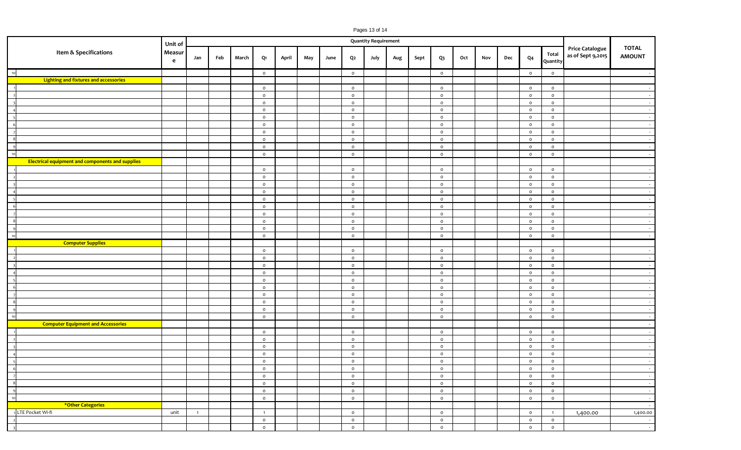| Item & Specifications | Unit of Measure | Quantity Requirement | | | | | | | | | | | | | | | | | Price Catalogue as of Sept 9,2015 | TOTAL AMOUNT |
|---|---|---|---|---|---|---|---|---|---|---|---|---|---|---|---|---|---|---|---|---|
| | | Jan | Feb | March | Q1 | April | May | June | Q2 | July | Aug | Sept | Q3 | Oct | Nov | Dec | Q4 | Total Quantity | | |
| 10 | | | | | 0 | | | | 0 | | | | 0 | | | | 0 | 0 | | - |
| **Lighting and fixtures and accessories** | | | | | | | | | | | | | | | | | | | | |
| 1 | | | | | 0 | | | | 0 | | | | 0 | | | | 0 | 0 | | - |
| 2 | | | | | 0 | | | | 0 | | | | 0 | | | | 0 | 0 | | - |
| 3 | | | | | 0 | | | | 0 | | | | 0 | | | | 0 | 0 | | - |
| 4 | | | | | 0 | | | | 0 | | | | 0 | | | | 0 | 0 | | - |
| 5 | | | | | 0 | | | | 0 | | | | 0 | | | | 0 | 0 | | - |
| 6 | | | | | 0 | | | | 0 | | | | 0 | | | | 0 | 0 | | - |
| 7 | | | | | 0 | | | | 0 | | | | 0 | | | | 0 | 0 | | - |
| 8 | | | | | 0 | | | | 0 | | | | 0 | | | | 0 | 0 | | - |
| 9 | | | | | 0 | | | | 0 | | | | 0 | | | | 0 | 0 | | - |
| 10 | | | | | 0 | | | | 0 | | | | 0 | | | | 0 | 0 | | - |
| **Electrical equipment and components and supplies** | | | | | | | | | | | | | | | | | | | | |
| 1 | | | | | 0 | | | | 0 | | | | 0 | | | | 0 | 0 | | - |
| 2 | | | | | 0 | | | | 0 | | | | 0 | | | | 0 | 0 | | - |
| 3 | | | | | 0 | | | | 0 | | | | 0 | | | | 0 | 0 | | - |
| 4 | | | | | 0 | | | | 0 | | | | 0 | | | | 0 | 0 | | - |
| 5 | | | | | 0 | | | | 0 | | | | 0 | | | | 0 | 0 | | - |
| 6 | | | | | 0 | | | | 0 | | | | 0 | | | | 0 | 0 | | - |
| 7 | | | | | 0 | | | | 0 | | | | 0 | | | | 0 | 0 | | - |
| 8 | | | | | 0 | | | | 0 | | | | 0 | | | | 0 | 0 | | - |
| 9 | | | | | 0 | | | | 0 | | | | 0 | | | | 0 | 0 | | - |
| 10 | | | | | 0 | | | | 0 | | | | 0 | | | | 0 | 0 | | - |
| **Computer Supplies** | | | | | | | | | | | | | | | | | | | | |
| 1 | | | | | 0 | | | | 0 | | | | 0 | | | | 0 | 0 | | - |
| 2 | | | | | 0 | | | | 0 | | | | 0 | | | | 0 | 0 | | - |
| 3 | | | | | 0 | | | | 0 | | | | 0 | | | | 0 | 0 | | - |
| 4 | | | | | 0 | | | | 0 | | | | 0 | | | | 0 | 0 | | - |
| 5 | | | | | 0 | | | | 0 | | | | 0 | | | | 0 | 0 | | - |
| 6 | | | | | 0 | | | | 0 | | | | 0 | | | | 0 | 0 | | - |
| 7 | | | | | 0 | | | | 0 | | | | 0 | | | | 0 | 0 | | - |
| 8 | | | | | 0 | | | | 0 | | | | 0 | | | | 0 | 0 | | - |
| 9 | | | | | 0 | | | | 0 | | | | 0 | | | | 0 | 0 | | - |
| 10 | | | | | 0 | | | | 0 | | | | 0 | | | | 0 | 0 | | - |
| **Computer Equipment and Accessories** | | | | | | | | | | | | | | | | | | | | - |
| 1 | | | | | 0 | | | | 0 | | | | 0 | | | | 0 | 0 | | - |
| 2 | | | | | 0 | | | | 0 | | | | 0 | | | | 0 | 0 | | - |
| 3 | | | | | 0 | | | | 0 | | | | 0 | | | | 0 | 0 | | - |
| 4 | | | | | 0 | | | | 0 | | | | 0 | | | | 0 | 0 | | - |
| 5 | | | | | 0 | | | | 0 | | | | 0 | | | | 0 | 0 | | - |
| 6 | | | | | 0 | | | | 0 | | | | 0 | | | | 0 | 0 | | - |
| 7 | | | | | 0 | | | | 0 | | | | 0 | | | | 0 | 0 | | - |
| 8 | | | | | 0 | | | | 0 | | | | 0 | | | | 0 | 0 | | - |
| 9 | | | | | 0 | | | | 0 | | | | 0 | | | | 0 | 0 | | - |
| 10 | | | | | 0 | | | | 0 | | | | 0 | | | | 0 | 0 | | - |
| ***Other Categories** | | | | | | | | | | | | | | | | | | | | - |
| 1 LTE Pocket Wi-fi | unit | 1 | | | 1 | | | | 0 | | | | 0 | | | | 0 | 1 | 1,400.00 | 1,400.00 |
| 2 | | | | | 0 | | | | 0 | | | | 0 | | | | 0 | 0 | | - |
| 3 | | | | | 0 | | | | 0 | | | | 0 | | | | 0 | 0 | | - |